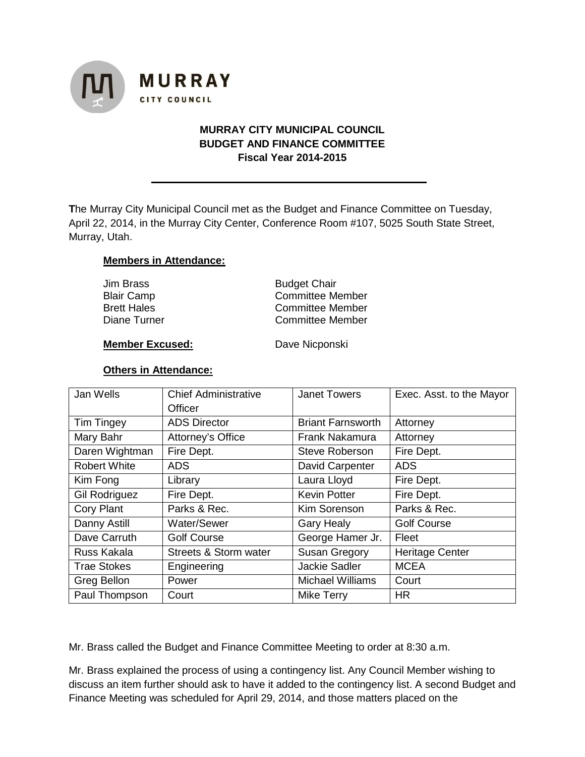MURRAY
CITY COUNCIL

**MURRAY CITY MUNICIPAL COUNCIL**
**BUDGET AND FINANCE COMMITTEE**
**Fiscal Year 2014-2015**

---

**T**he Murray City Municipal Council met as the Budget and Finance Committee on Tuesday, April 22, 2014, in the Murray City Center, Conference Room #107, 5025 South State Street, Murray, Utah.

**Members in Attendance:**

| | |
|---|---|
| Jim Brass | Budget Chair |
| Blair Camp | Committee Member |
| Brett Hales | Committee Member |
| Diane Turner | Committee Member |

**Member Excused:** Dave Nicponski

**Others in Attendance:**

| | | | |
|---|---|---|---|
| Jan Wells | Chief Administrative Officer | Janet Towers | Exec. Asst. to the Mayor |
| Tim Tingey | ADS Director | Briant Farnsworth | Attorney |
| Mary Bahr | Attorney's Office | Frank Nakamura | Attorney |
| Daren Wightman | Fire Dept. | Steve Roberson | Fire Dept. |
| Robert White | ADS | David Carpenter | ADS |
| Kim Fong | Library | Laura Lloyd | Fire Dept. |
| Gil Rodriguez | Fire Dept. | Kevin Potter | Fire Dept. |
| Cory Plant | Parks & Rec. | Kim Sorenson | Parks & Rec. |
| Danny Astill | Water/Sewer | Gary Healy | Golf Course |
| Dave Carruth | Golf Course | George Hamer Jr. | Fleet |
| Russ Kakala | Streets & Storm water | Susan Gregory | Heritage Center |
| Trae Stokes | Engineering | Jackie Sadler | MCEA |
| Greg Bellon | Power | Michael Williams | Court |
| Paul Thompson | Court | Mike Terry | HR |

Mr. Brass called the Budget and Finance Committee Meeting to order at 8:30 a.m.

Mr. Brass explained the process of using a contingency list. Any Council Member wishing to discuss an item further should ask to have it added to the contingency list. A second Budget and Finance Meeting was scheduled for April 29, 2014, and those matters placed on the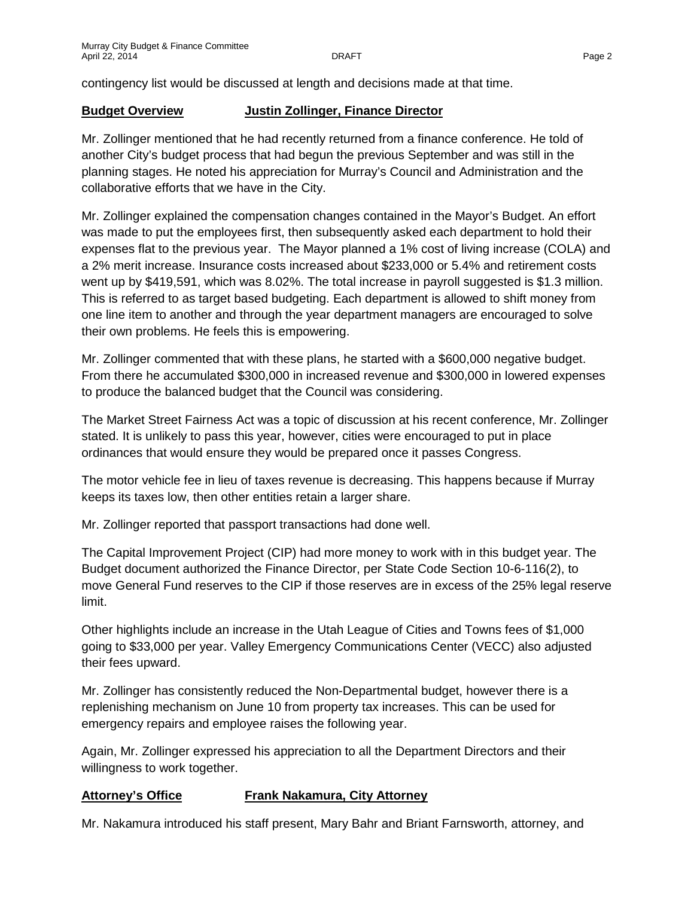contingency list would be discussed at length and decisions made at that time.

**Budget Overview** **Justin Zollinger, Finance Director**

Mr. Zollinger mentioned that he had recently returned from a finance conference. He told of another City's budget process that had begun the previous September and was still in the planning stages. He noted his appreciation for Murray's Council and Administration and the collaborative efforts that we have in the City.

Mr. Zollinger explained the compensation changes contained in the Mayor's Budget. An effort was made to put the employees first, then subsequently asked each department to hold their expenses flat to the previous year. The Mayor planned a 1% cost of living increase (COLA) and a 2% merit increase. Insurance costs increased about $233,000 or 5.4% and retirement costs went up by $419,591, which was 8.02%. The total increase in payroll suggested is $1.3 million. This is referred to as target based budgeting. Each department is allowed to shift money from one line item to another and through the year department managers are encouraged to solve their own problems. He feels this is empowering.

Mr. Zollinger commented that with these plans, he started with a $600,000 negative budget. From there he accumulated $300,000 in increased revenue and $300,000 in lowered expenses to produce the balanced budget that the Council was considering.

The Market Street Fairness Act was a topic of discussion at his recent conference, Mr. Zollinger stated. It is unlikely to pass this year, however, cities were encouraged to put in place ordinances that would ensure they would be prepared once it passes Congress.

The motor vehicle fee in lieu of taxes revenue is decreasing. This happens because if Murray keeps its taxes low, then other entities retain a larger share.

Mr. Zollinger reported that passport transactions had done well.

The Capital Improvement Project (CIP) had more money to work with in this budget year. The Budget document authorized the Finance Director, per State Code Section 10-6-116(2), to move General Fund reserves to the CIP if those reserves are in excess of the 25% legal reserve limit.

Other highlights include an increase in the Utah League of Cities and Towns fees of $1,000 going to $33,000 per year. Valley Emergency Communications Center (VECC) also adjusted their fees upward.

Mr. Zollinger has consistently reduced the Non-Departmental budget, however there is a replenishing mechanism on June 10 from property tax increases. This can be used for emergency repairs and employee raises the following year.

Again, Mr. Zollinger expressed his appreciation to all the Department Directors and their willingness to work together.

**Attorney's Office** **Frank Nakamura, City Attorney**

Mr. Nakamura introduced his staff present, Mary Bahr and Briant Farnsworth, attorney, and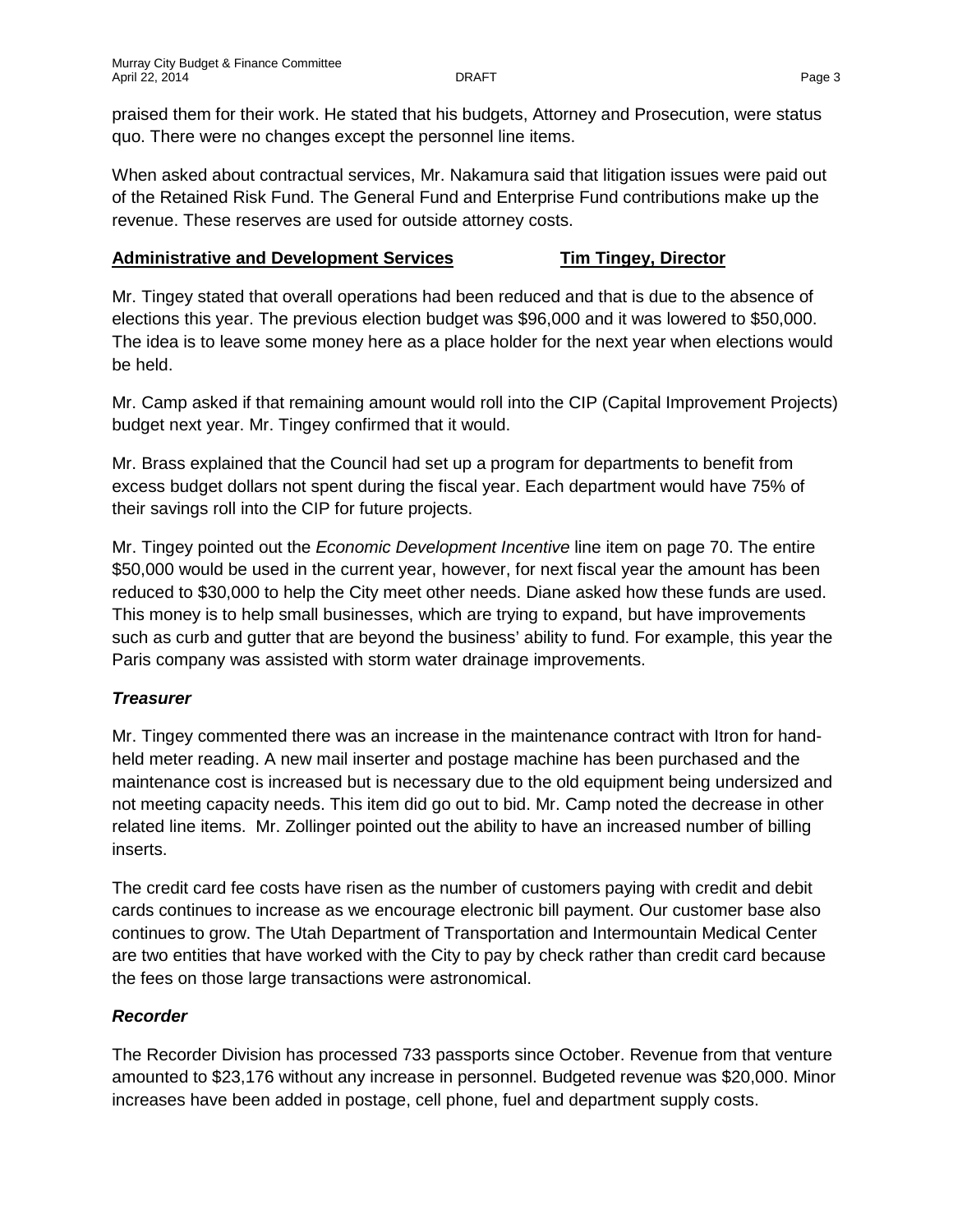praised them for their work. He stated that his budgets, Attorney and Prosecution, were status quo. There were no changes except the personnel line items.

When asked about contractual services, Mr. Nakamura said that litigation issues were paid out of the Retained Risk Fund. The General Fund and Enterprise Fund contributions make up the revenue. These reserves are used for outside attorney costs.

**Administrative and Development Services** **Tim Tingey, Director**

Mr. Tingey stated that overall operations had been reduced and that is due to the absence of elections this year. The previous election budget was $96,000 and it was lowered to $50,000. The idea is to leave some money here as a place holder for the next year when elections would be held.

Mr. Camp asked if that remaining amount would roll into the CIP (Capital Improvement Projects) budget next year. Mr. Tingey confirmed that it would.

Mr. Brass explained that the Council had set up a program for departments to benefit from excess budget dollars not spent during the fiscal year. Each department would have 75% of their savings roll into the CIP for future projects.

Mr. Tingey pointed out the *Economic Development Incentive* line item on page 70. The entire $50,000 would be used in the current year, however, for next fiscal year the amount has been reduced to $30,000 to help the City meet other needs. Diane asked how these funds are used. This money is to help small businesses, which are trying to expand, but have improvements such as curb and gutter that are beyond the business' ability to fund. For example, this year the Paris company was assisted with storm water drainage improvements.

### *Treasurer*

Mr. Tingey commented there was an increase in the maintenance contract with Itron for hand-held meter reading. A new mail inserter and postage machine has been purchased and the maintenance cost is increased but is necessary due to the old equipment being undersized and not meeting capacity needs. This item did go out to bid. Mr. Camp noted the decrease in other related line items. Mr. Zollinger pointed out the ability to have an increased number of billing inserts.

The credit card fee costs have risen as the number of customers paying with credit and debit cards continues to increase as we encourage electronic bill payment. Our customer base also continues to grow. The Utah Department of Transportation and Intermountain Medical Center are two entities that have worked with the City to pay by check rather than credit card because the fees on those large transactions were astronomical.

### *Recorder*

The Recorder Division has processed 733 passports since October. Revenue from that venture amounted to $23,176 without any increase in personnel. Budgeted revenue was $20,000. Minor increases have been added in postage, cell phone, fuel and department supply costs.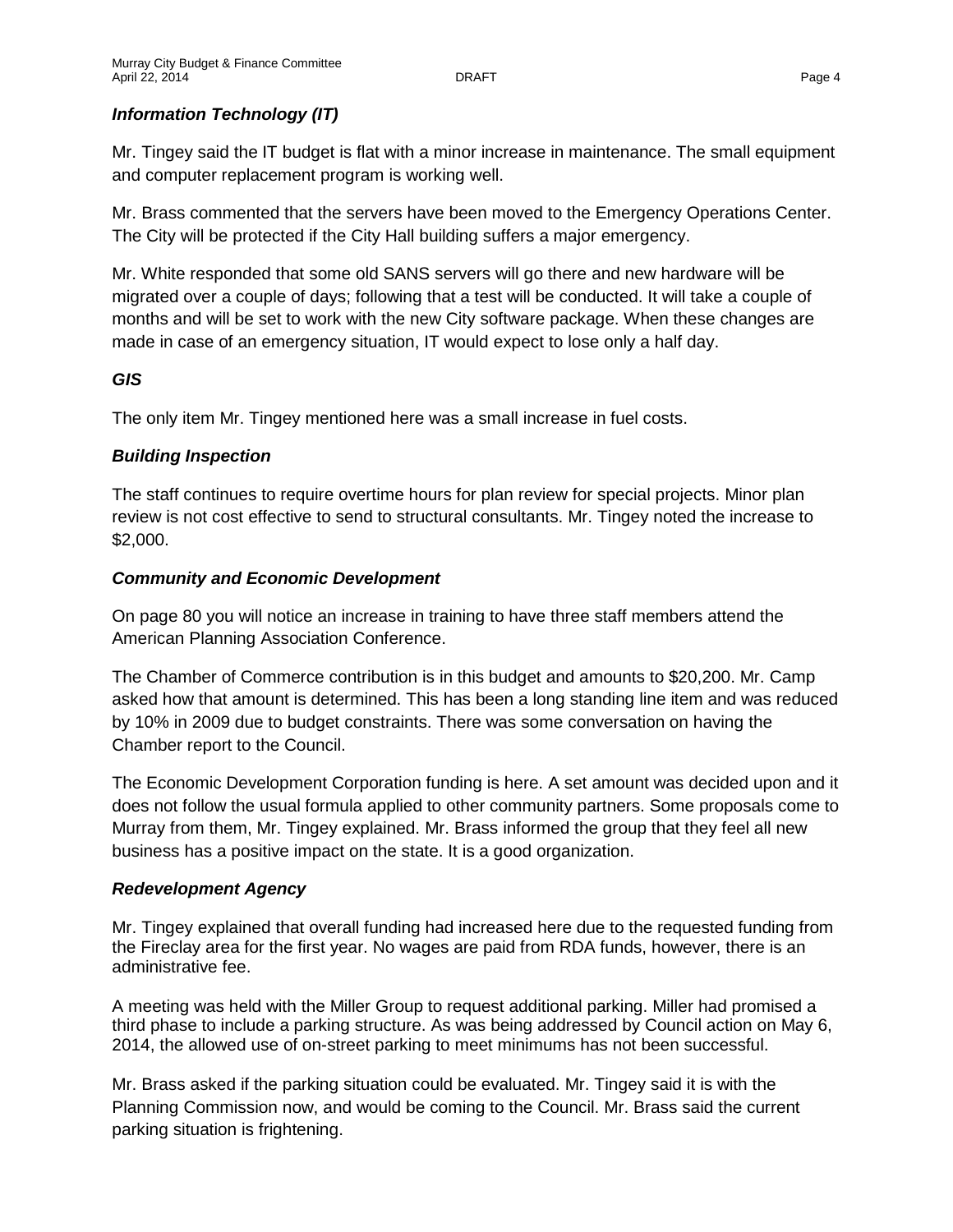### *Information Technology (IT)*

Mr. Tingey said the IT budget is flat with a minor increase in maintenance. The small equipment and computer replacement program is working well.

Mr. Brass commented that the servers have been moved to the Emergency Operations Center. The City will be protected if the City Hall building suffers a major emergency.

Mr. White responded that some old SANS servers will go there and new hardware will be migrated over a couple of days; following that a test will be conducted. It will take a couple of months and will be set to work with the new City software package. When these changes are made in case of an emergency situation, IT would expect to lose only a half day.

### *GIS*

The only item Mr. Tingey mentioned here was a small increase in fuel costs.

### *Building Inspection*

The staff continues to require overtime hours for plan review for special projects. Minor plan review is not cost effective to send to structural consultants. Mr. Tingey noted the increase to $2,000.

### *Community and Economic Development*

On page 80 you will notice an increase in training to have three staff members attend the American Planning Association Conference.

The Chamber of Commerce contribution is in this budget and amounts to $20,200. Mr. Camp asked how that amount is determined. This has been a long standing line item and was reduced by 10% in 2009 due to budget constraints. There was some conversation on having the Chamber report to the Council.

The Economic Development Corporation funding is here. A set amount was decided upon and it does not follow the usual formula applied to other community partners. Some proposals come to Murray from them, Mr. Tingey explained. Mr. Brass informed the group that they feel all new business has a positive impact on the state. It is a good organization.

### *Redevelopment Agency*

Mr. Tingey explained that overall funding had increased here due to the requested funding from the Fireclay area for the first year. No wages are paid from RDA funds, however, there is an administrative fee.

A meeting was held with the Miller Group to request additional parking. Miller had promised a third phase to include a parking structure. As was being addressed by Council action on May 6, 2014, the allowed use of on-street parking to meet minimums has not been successful.

Mr. Brass asked if the parking situation could be evaluated. Mr. Tingey said it is with the Planning Commission now, and would be coming to the Council. Mr. Brass said the current parking situation is frightening.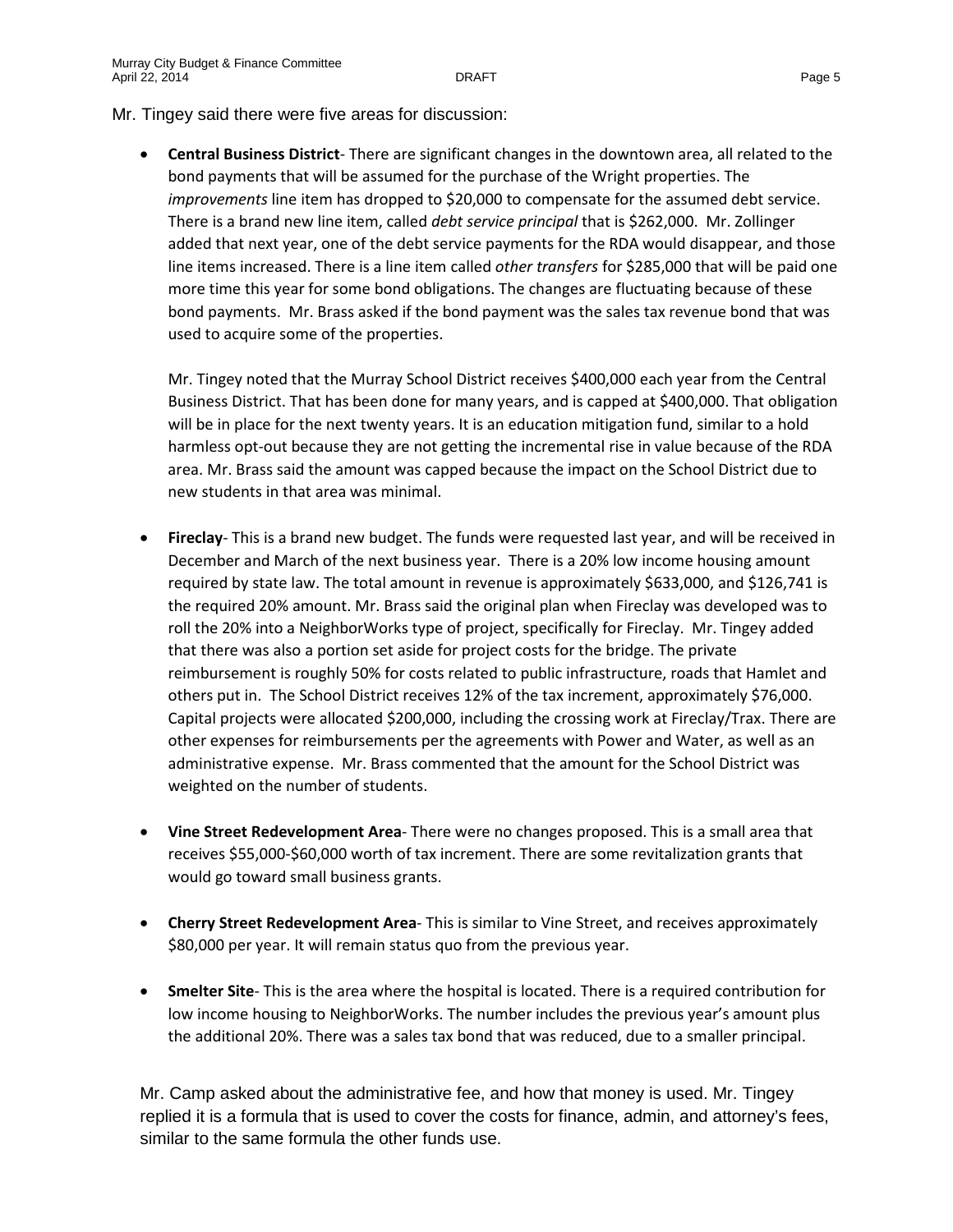Mr. Tingey said there were five areas for discussion:

- **Central Business District**- There are significant changes in the downtown area, all related to the bond payments that will be assumed for the purchase of the Wright properties. The *improvements* line item has dropped to $20,000 to compensate for the assumed debt service. There is a brand new line item, called *debt service principal* that is $262,000. Mr. Zollinger added that next year, one of the debt service payments for the RDA would disappear, and those line items increased. There is a line item called *other transfers* for $285,000 that will be paid one more time this year for some bond obligations. The changes are fluctuating because of these bond payments. Mr. Brass asked if the bond payment was the sales tax revenue bond that was used to acquire some of the properties.

  Mr. Tingey noted that the Murray School District receives $400,000 each year from the Central Business District. That has been done for many years, and is capped at $400,000. That obligation will be in place for the next twenty years. It is an education mitigation fund, similar to a hold harmless opt-out because they are not getting the incremental rise in value because of the RDA area. Mr. Brass said the amount was capped because the impact on the School District due to new students in that area was minimal.

- **Fireclay**- This is a brand new budget. The funds were requested last year, and will be received in December and March of the next business year. There is a 20% low income housing amount required by state law. The total amount in revenue is approximately $633,000, and $126,741 is the required 20% amount. Mr. Brass said the original plan when Fireclay was developed was to roll the 20% into a NeighborWorks type of project, specifically for Fireclay. Mr. Tingey added that there was also a portion set aside for project costs for the bridge. The private reimbursement is roughly 50% for costs related to public infrastructure, roads that Hamlet and others put in. The School District receives 12% of the tax increment, approximately $76,000. Capital projects were allocated $200,000, including the crossing work at Fireclay/Trax. There are other expenses for reimbursements per the agreements with Power and Water, as well as an administrative expense. Mr. Brass commented that the amount for the School District was weighted on the number of students.

- **Vine Street Redevelopment Area**- There were no changes proposed. This is a small area that receives $55,000-$60,000 worth of tax increment. There are some revitalization grants that would go toward small business grants.

- **Cherry Street Redevelopment Area**- This is similar to Vine Street, and receives approximately $80,000 per year. It will remain status quo from the previous year.

- **Smelter Site**- This is the area where the hospital is located. There is a required contribution for low income housing to NeighborWorks. The number includes the previous year's amount plus the additional 20%. There was a sales tax bond that was reduced, due to a smaller principal.

Mr. Camp asked about the administrative fee, and how that money is used. Mr. Tingey replied it is a formula that is used to cover the costs for finance, admin, and attorney's fees, similar to the same formula the other funds use.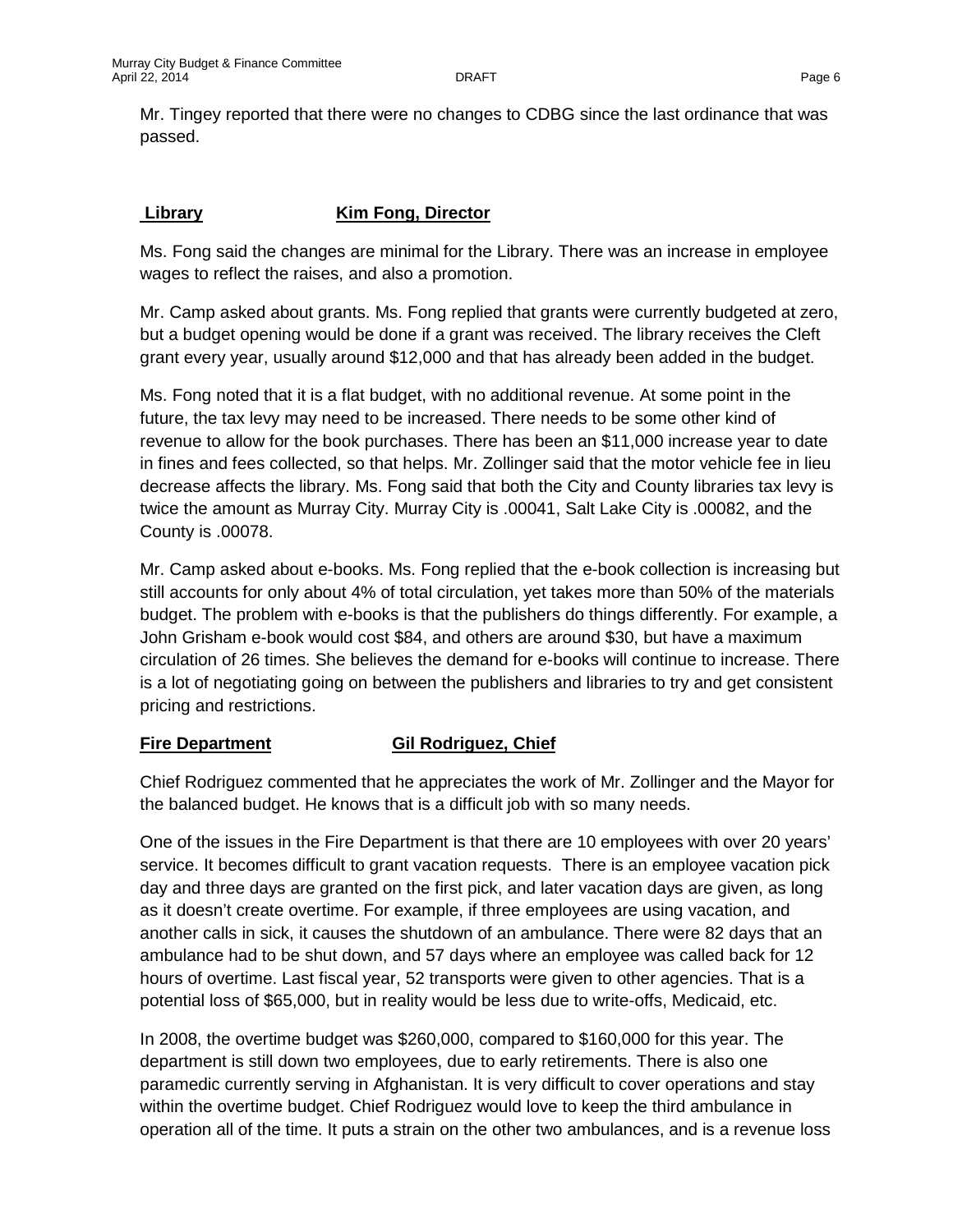Mr. Tingey reported that there were no changes to CDBG since the last ordinance that was passed.

**Library** **Kim Fong, Director**

Ms. Fong said the changes are minimal for the Library. There was an increase in employee wages to reflect the raises, and also a promotion.

Mr. Camp asked about grants. Ms. Fong replied that grants were currently budgeted at zero, but a budget opening would be done if a grant was received. The library receives the Cleft grant every year, usually around $12,000 and that has already been added in the budget.

Ms. Fong noted that it is a flat budget, with no additional revenue. At some point in the future, the tax levy may need to be increased. There needs to be some other kind of revenue to allow for the book purchases. There has been an $11,000 increase year to date in fines and fees collected, so that helps. Mr. Zollinger said that the motor vehicle fee in lieu decrease affects the library. Ms. Fong said that both the City and County libraries tax levy is twice the amount as Murray City. Murray City is .00041, Salt Lake City is .00082, and the County is .00078.

Mr. Camp asked about e-books. Ms. Fong replied that the e-book collection is increasing but still accounts for only about 4% of total circulation, yet takes more than 50% of the materials budget. The problem with e-books is that the publishers do things differently. For example, a John Grisham e-book would cost $84, and others are around $30, but have a maximum circulation of 26 times. She believes the demand for e-books will continue to increase. There is a lot of negotiating going on between the publishers and libraries to try and get consistent pricing and restrictions.

**Fire Department** **Gil Rodriguez, Chief**

Chief Rodriguez commented that he appreciates the work of Mr. Zollinger and the Mayor for the balanced budget. He knows that is a difficult job with so many needs.

One of the issues in the Fire Department is that there are 10 employees with over 20 years' service. It becomes difficult to grant vacation requests. There is an employee vacation pick day and three days are granted on the first pick, and later vacation days are given, as long as it doesn't create overtime. For example, if three employees are using vacation, and another calls in sick, it causes the shutdown of an ambulance. There were 82 days that an ambulance had to be shut down, and 57 days where an employee was called back for 12 hours of overtime. Last fiscal year, 52 transports were given to other agencies. That is a potential loss of $65,000, but in reality would be less due to write-offs, Medicaid, etc.

In 2008, the overtime budget was $260,000, compared to $160,000 for this year. The department is still down two employees, due to early retirements. There is also one paramedic currently serving in Afghanistan. It is very difficult to cover operations and stay within the overtime budget. Chief Rodriguez would love to keep the third ambulance in operation all of the time. It puts a strain on the other two ambulances, and is a revenue loss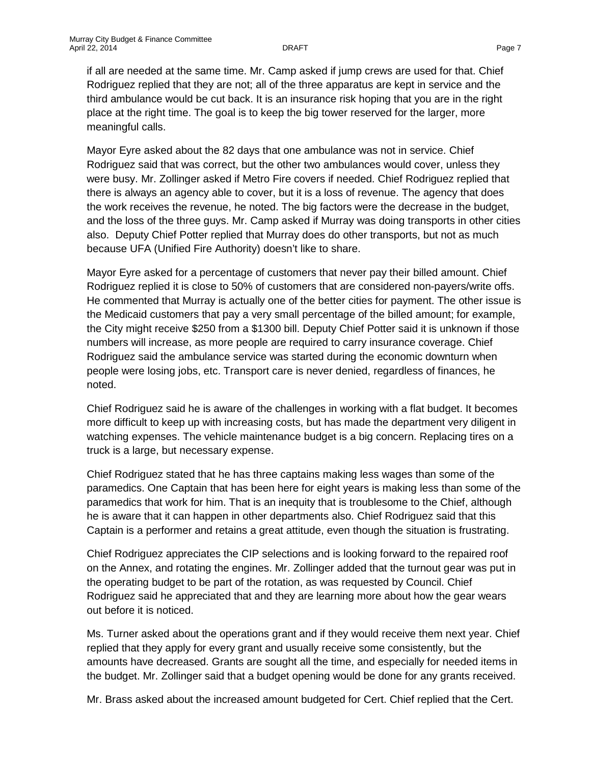if all are needed at the same time. Mr. Camp asked if jump crews are used for that. Chief Rodriguez replied that they are not; all of the three apparatus are kept in service and the third ambulance would be cut back. It is an insurance risk hoping that you are in the right place at the right time. The goal is to keep the big tower reserved for the larger, more meaningful calls.

Mayor Eyre asked about the 82 days that one ambulance was not in service. Chief Rodriguez said that was correct, but the other two ambulances would cover, unless they were busy. Mr. Zollinger asked if Metro Fire covers if needed. Chief Rodriguez replied that there is always an agency able to cover, but it is a loss of revenue. The agency that does the work receives the revenue, he noted. The big factors were the decrease in the budget, and the loss of the three guys. Mr. Camp asked if Murray was doing transports in other cities also. Deputy Chief Potter replied that Murray does do other transports, but not as much because UFA (Unified Fire Authority) doesn't like to share.

Mayor Eyre asked for a percentage of customers that never pay their billed amount. Chief Rodriguez replied it is close to 50% of customers that are considered non-payers/write offs. He commented that Murray is actually one of the better cities for payment. The other issue is the Medicaid customers that pay a very small percentage of the billed amount; for example, the City might receive $250 from a $1300 bill. Deputy Chief Potter said it is unknown if those numbers will increase, as more people are required to carry insurance coverage. Chief Rodriguez said the ambulance service was started during the economic downturn when people were losing jobs, etc. Transport care is never denied, regardless of finances, he noted.

Chief Rodriguez said he is aware of the challenges in working with a flat budget. It becomes more difficult to keep up with increasing costs, but has made the department very diligent in watching expenses. The vehicle maintenance budget is a big concern. Replacing tires on a truck is a large, but necessary expense.

Chief Rodriguez stated that he has three captains making less wages than some of the paramedics. One Captain that has been here for eight years is making less than some of the paramedics that work for him. That is an inequity that is troublesome to the Chief, although he is aware that it can happen in other departments also. Chief Rodriguez said that this Captain is a performer and retains a great attitude, even though the situation is frustrating.

Chief Rodriguez appreciates the CIP selections and is looking forward to the repaired roof on the Annex, and rotating the engines. Mr. Zollinger added that the turnout gear was put in the operating budget to be part of the rotation, as was requested by Council. Chief Rodriguez said he appreciated that and they are learning more about how the gear wears out before it is noticed.

Ms. Turner asked about the operations grant and if they would receive them next year. Chief replied that they apply for every grant and usually receive some consistently, but the amounts have decreased. Grants are sought all the time, and especially for needed items in the budget. Mr. Zollinger said that a budget opening would be done for any grants received.

Mr. Brass asked about the increased amount budgeted for Cert. Chief replied that the Cert.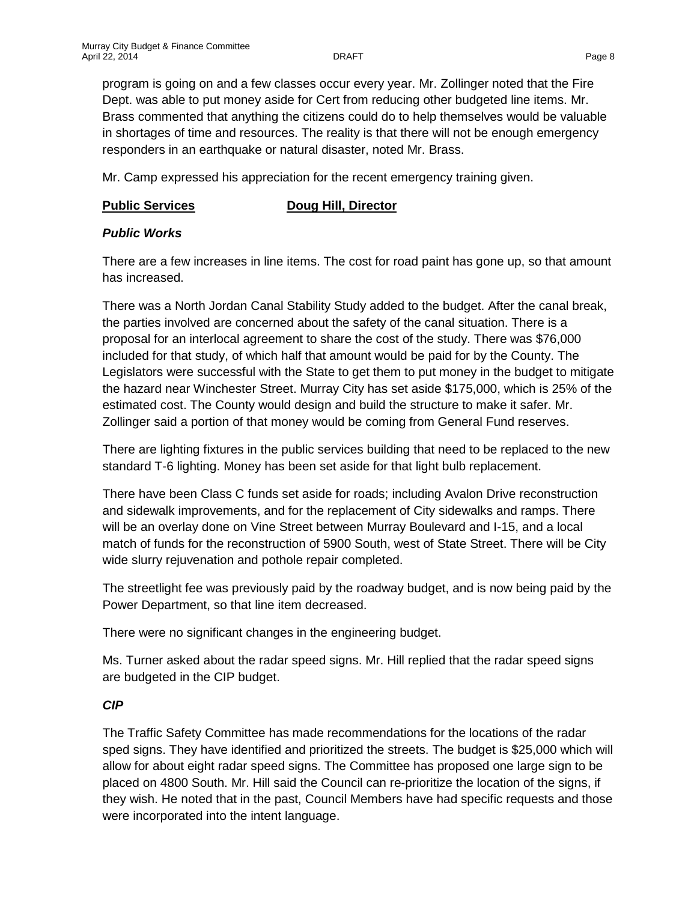program is going on and a few classes occur every year. Mr. Zollinger noted that the Fire Dept. was able to put money aside for Cert from reducing other budgeted line items. Mr. Brass commented that anything the citizens could do to help themselves would be valuable in shortages of time and resources. The reality is that there will not be enough emergency responders in an earthquake or natural disaster, noted Mr. Brass.

Mr. Camp expressed his appreciation for the recent emergency training given.

**Public Services** **Doug Hill, Director**

***Public Works***

There are a few increases in line items. The cost for road paint has gone up, so that amount has increased.

There was a North Jordan Canal Stability Study added to the budget. After the canal break, the parties involved are concerned about the safety of the canal situation. There is a proposal for an interlocal agreement to share the cost of the study. There was $76,000 included for that study, of which half that amount would be paid for by the County. The Legislators were successful with the State to get them to put money in the budget to mitigate the hazard near Winchester Street. Murray City has set aside $175,000, which is 25% of the estimated cost. The County would design and build the structure to make it safer. Mr. Zollinger said a portion of that money would be coming from General Fund reserves.

There are lighting fixtures in the public services building that need to be replaced to the new standard T-6 lighting. Money has been set aside for that light bulb replacement.

There have been Class C funds set aside for roads; including Avalon Drive reconstruction and sidewalk improvements, and for the replacement of City sidewalks and ramps. There will be an overlay done on Vine Street between Murray Boulevard and I-15, and a local match of funds for the reconstruction of 5900 South, west of State Street. There will be City wide slurry rejuvenation and pothole repair completed.

The streetlight fee was previously paid by the roadway budget, and is now being paid by the Power Department, so that line item decreased.

There were no significant changes in the engineering budget.

Ms. Turner asked about the radar speed signs. Mr. Hill replied that the radar speed signs are budgeted in the CIP budget.

***CIP***

The Traffic Safety Committee has made recommendations for the locations of the radar sped signs. They have identified and prioritized the streets. The budget is $25,000 which will allow for about eight radar speed signs. The Committee has proposed one large sign to be placed on 4800 South. Mr. Hill said the Council can re-prioritize the location of the signs, if they wish. He noted that in the past, Council Members have had specific requests and those were incorporated into the intent language.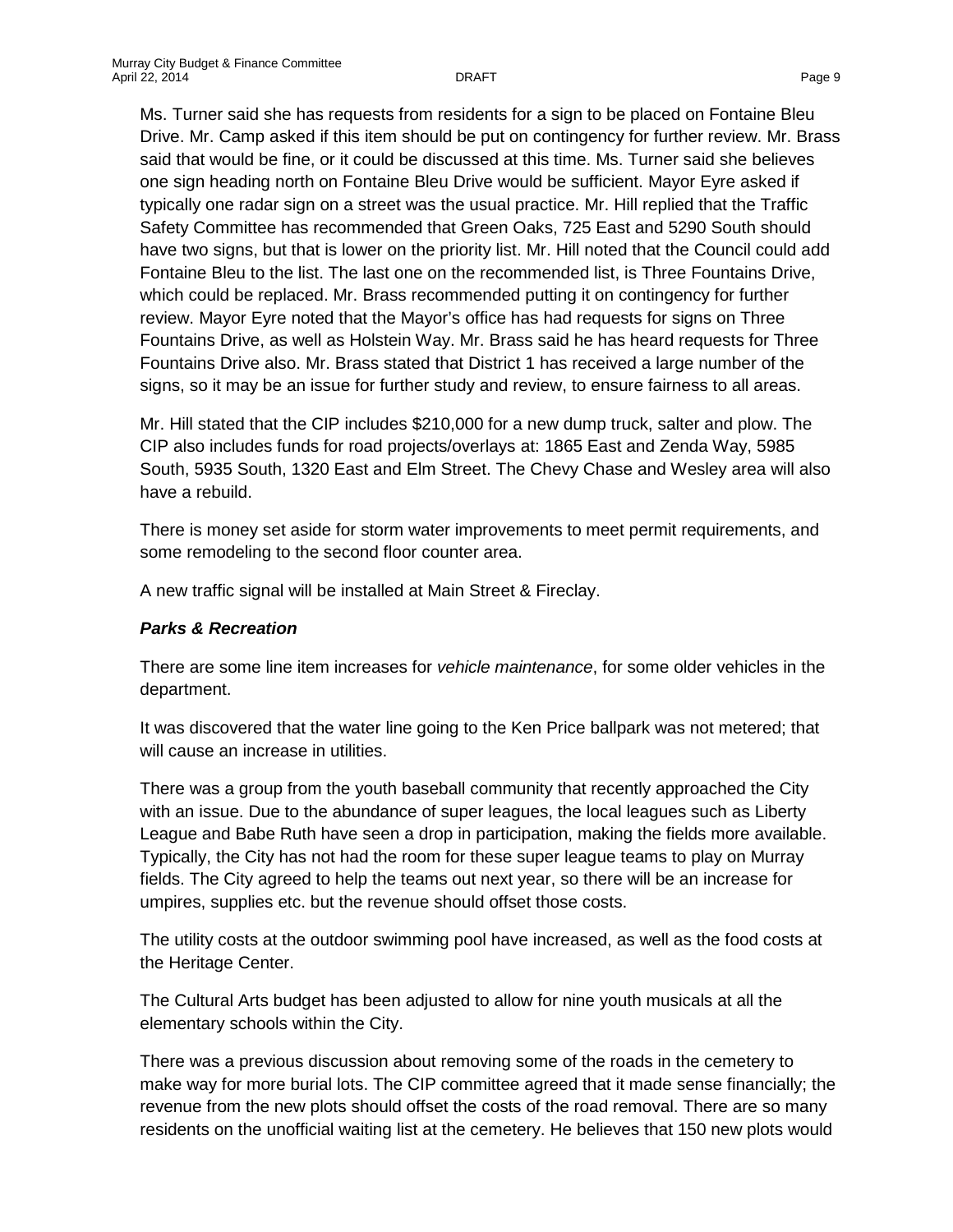Ms. Turner said she has requests from residents for a sign to be placed on Fontaine Bleu Drive. Mr. Camp asked if this item should be put on contingency for further review. Mr. Brass said that would be fine, or it could be discussed at this time. Ms. Turner said she believes one sign heading north on Fontaine Bleu Drive would be sufficient. Mayor Eyre asked if typically one radar sign on a street was the usual practice. Mr. Hill replied that the Traffic Safety Committee has recommended that Green Oaks, 725 East and 5290 South should have two signs, but that is lower on the priority list. Mr. Hill noted that the Council could add Fontaine Bleu to the list. The last one on the recommended list, is Three Fountains Drive, which could be replaced. Mr. Brass recommended putting it on contingency for further review. Mayor Eyre noted that the Mayor's office has had requests for signs on Three Fountains Drive, as well as Holstein Way. Mr. Brass said he has heard requests for Three Fountains Drive also. Mr. Brass stated that District 1 has received a large number of the signs, so it may be an issue for further study and review, to ensure fairness to all areas.

Mr. Hill stated that the CIP includes $210,000 for a new dump truck, salter and plow. The CIP also includes funds for road projects/overlays at: 1865 East and Zenda Way, 5985 South, 5935 South, 1320 East and Elm Street. The Chevy Chase and Wesley area will also have a rebuild.

There is money set aside for storm water improvements to meet permit requirements, and some remodeling to the second floor counter area.

A new traffic signal will be installed at Main Street & Fireclay.

### ***Parks & Recreation***

There are some line item increases for *vehicle maintenance*, for some older vehicles in the department.

It was discovered that the water line going to the Ken Price ballpark was not metered; that will cause an increase in utilities.

There was a group from the youth baseball community that recently approached the City with an issue. Due to the abundance of super leagues, the local leagues such as Liberty League and Babe Ruth have seen a drop in participation, making the fields more available. Typically, the City has not had the room for these super league teams to play on Murray fields. The City agreed to help the teams out next year, so there will be an increase for umpires, supplies etc. but the revenue should offset those costs.

The utility costs at the outdoor swimming pool have increased, as well as the food costs at the Heritage Center.

The Cultural Arts budget has been adjusted to allow for nine youth musicals at all the elementary schools within the City.

There was a previous discussion about removing some of the roads in the cemetery to make way for more burial lots. The CIP committee agreed that it made sense financially; the revenue from the new plots should offset the costs of the road removal. There are so many residents on the unofficial waiting list at the cemetery. He believes that 150 new plots would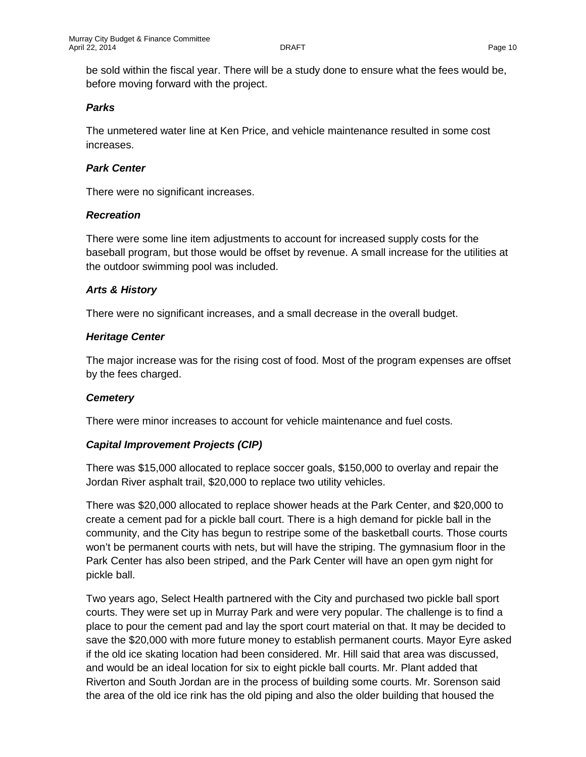be sold within the fiscal year. There will be a study done to ensure what the fees would be, before moving forward with the project.

***Parks***

The unmetered water line at Ken Price, and vehicle maintenance resulted in some cost increases.

***Park Center***

There were no significant increases.

***Recreation***

There were some line item adjustments to account for increased supply costs for the baseball program, but those would be offset by revenue. A small increase for the utilities at the outdoor swimming pool was included.

***Arts & History***

There were no significant increases, and a small decrease in the overall budget.

***Heritage Center***

The major increase was for the rising cost of food. Most of the program expenses are offset by the fees charged.

***Cemetery***

There were minor increases to account for vehicle maintenance and fuel costs.

***Capital Improvement Projects (CIP)***

There was $15,000 allocated to replace soccer goals, $150,000 to overlay and repair the Jordan River asphalt trail, $20,000 to replace two utility vehicles.

There was $20,000 allocated to replace shower heads at the Park Center, and $20,000 to create a cement pad for a pickle ball court. There is a high demand for pickle ball in the community, and the City has begun to restripe some of the basketball courts. Those courts won't be permanent courts with nets, but will have the striping. The gymnasium floor in the Park Center has also been striped, and the Park Center will have an open gym night for pickle ball.

Two years ago, Select Health partnered with the City and purchased two pickle ball sport courts. They were set up in Murray Park and were very popular. The challenge is to find a place to pour the cement pad and lay the sport court material on that. It may be decided to save the $20,000 with more future money to establish permanent courts. Mayor Eyre asked if the old ice skating location had been considered. Mr. Hill said that area was discussed, and would be an ideal location for six to eight pickle ball courts. Mr. Plant added that Riverton and South Jordan are in the process of building some courts. Mr. Sorenson said the area of the old ice rink has the old piping and also the older building that housed the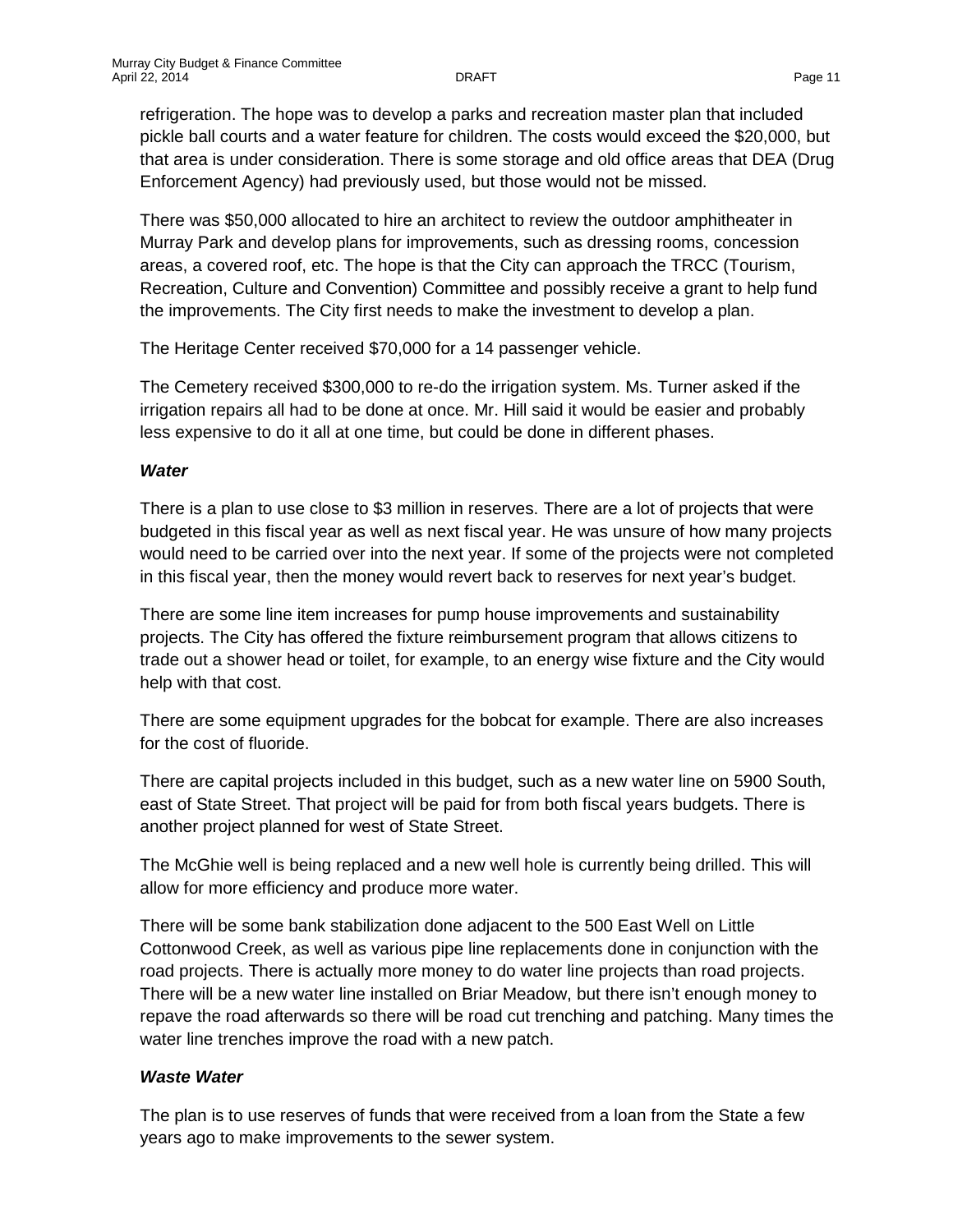refrigeration. The hope was to develop a parks and recreation master plan that included pickle ball courts and a water feature for children. The costs would exceed the $20,000, but that area is under consideration. There is some storage and old office areas that DEA (Drug Enforcement Agency) had previously used, but those would not be missed.

There was $50,000 allocated to hire an architect to review the outdoor amphitheater in Murray Park and develop plans for improvements, such as dressing rooms, concession areas, a covered roof, etc. The hope is that the City can approach the TRCC (Tourism, Recreation, Culture and Convention) Committee and possibly receive a grant to help fund the improvements. The City first needs to make the investment to develop a plan.

The Heritage Center received $70,000 for a 14 passenger vehicle.

The Cemetery received $300,000 to re-do the irrigation system. Ms. Turner asked if the irrigation repairs all had to be done at once. Mr. Hill said it would be easier and probably less expensive to do it all at one time, but could be done in different phases.

***Water***

There is a plan to use close to $3 million in reserves. There are a lot of projects that were budgeted in this fiscal year as well as next fiscal year. He was unsure of how many projects would need to be carried over into the next year. If some of the projects were not completed in this fiscal year, then the money would revert back to reserves for next year's budget.

There are some line item increases for pump house improvements and sustainability projects. The City has offered the fixture reimbursement program that allows citizens to trade out a shower head or toilet, for example, to an energy wise fixture and the City would help with that cost.

There are some equipment upgrades for the bobcat for example. There are also increases for the cost of fluoride.

There are capital projects included in this budget, such as a new water line on 5900 South, east of State Street. That project will be paid for from both fiscal years budgets. There is another project planned for west of State Street.

The McGhie well is being replaced and a new well hole is currently being drilled. This will allow for more efficiency and produce more water.

There will be some bank stabilization done adjacent to the 500 East Well on Little Cottonwood Creek, as well as various pipe line replacements done in conjunction with the road projects. There is actually more money to do water line projects than road projects. There will be a new water line installed on Briar Meadow, but there isn't enough money to repave the road afterwards so there will be road cut trenching and patching. Many times the water line trenches improve the road with a new patch.

***Waste Water***

The plan is to use reserves of funds that were received from a loan from the State a few years ago to make improvements to the sewer system.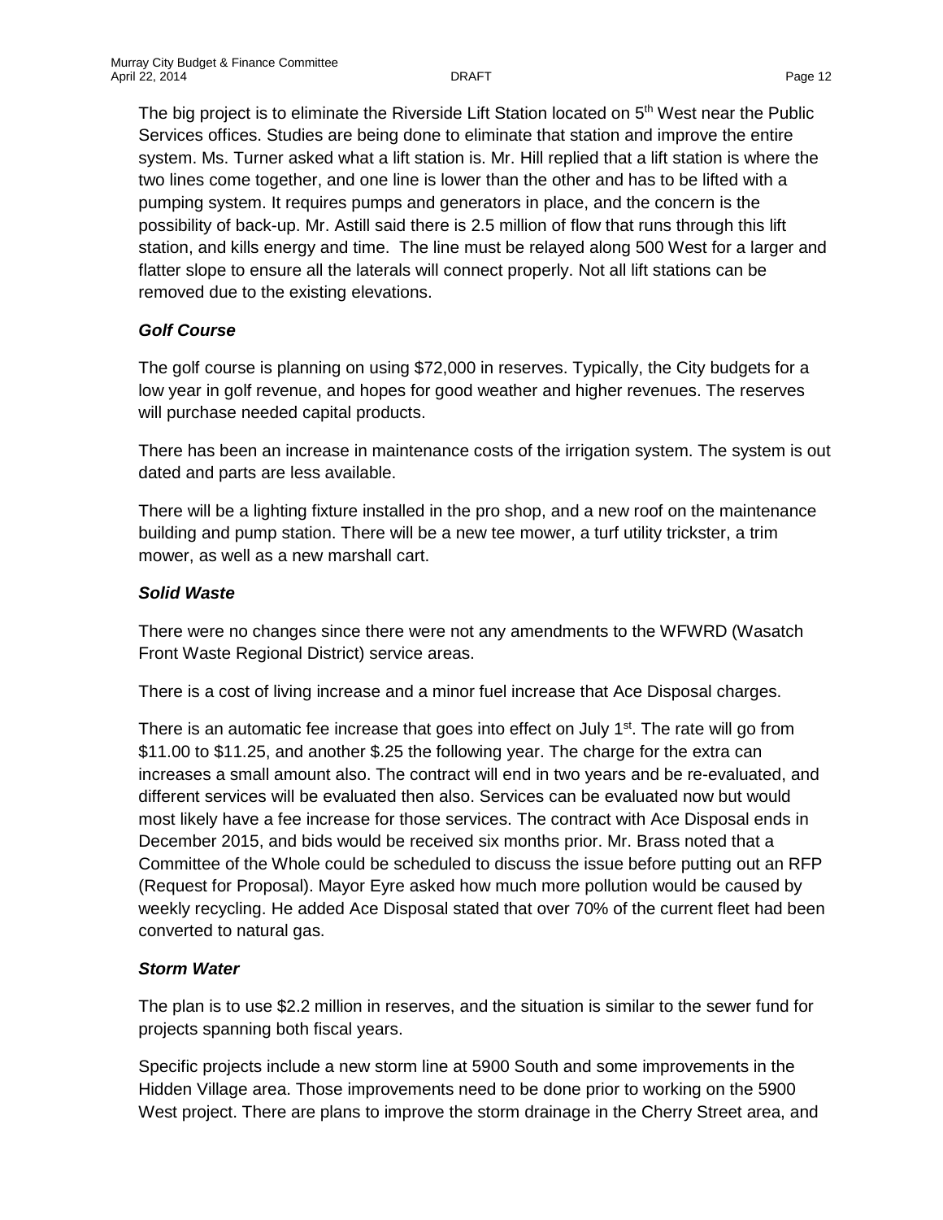The big project is to eliminate the Riverside Lift Station located on 5th West near the Public Services offices. Studies are being done to eliminate that station and improve the entire system. Ms. Turner asked what a lift station is. Mr. Hill replied that a lift station is where the two lines come together, and one line is lower than the other and has to be lifted with a pumping system. It requires pumps and generators in place, and the concern is the possibility of back-up. Mr. Astill said there is 2.5 million of flow that runs through this lift station, and kills energy and time. The line must be relayed along 500 West for a larger and flatter slope to ensure all the laterals will connect properly. Not all lift stations can be removed due to the existing elevations.

### *Golf Course*

The golf course is planning on using $72,000 in reserves. Typically, the City budgets for a low year in golf revenue, and hopes for good weather and higher revenues. The reserves will purchase needed capital products.

There has been an increase in maintenance costs of the irrigation system. The system is out dated and parts are less available.

There will be a lighting fixture installed in the pro shop, and a new roof on the maintenance building and pump station. There will be a new tee mower, a turf utility trickster, a trim mower, as well as a new marshall cart.

### *Solid Waste*

There were no changes since there were not any amendments to the WFWRD (Wasatch Front Waste Regional District) service areas.

There is a cost of living increase and a minor fuel increase that Ace Disposal charges.

There is an automatic fee increase that goes into effect on July 1st. The rate will go from $11.00 to $11.25, and another $.25 the following year. The charge for the extra can increases a small amount also. The contract will end in two years and be re-evaluated, and different services will be evaluated then also. Services can be evaluated now but would most likely have a fee increase for those services. The contract with Ace Disposal ends in December 2015, and bids would be received six months prior. Mr. Brass noted that a Committee of the Whole could be scheduled to discuss the issue before putting out an RFP (Request for Proposal). Mayor Eyre asked how much more pollution would be caused by weekly recycling. He added Ace Disposal stated that over 70% of the current fleet had been converted to natural gas.

### *Storm Water*

The plan is to use $2.2 million in reserves, and the situation is similar to the sewer fund for projects spanning both fiscal years.

Specific projects include a new storm line at 5900 South and some improvements in the Hidden Village area. Those improvements need to be done prior to working on the 5900 West project. There are plans to improve the storm drainage in the Cherry Street area, and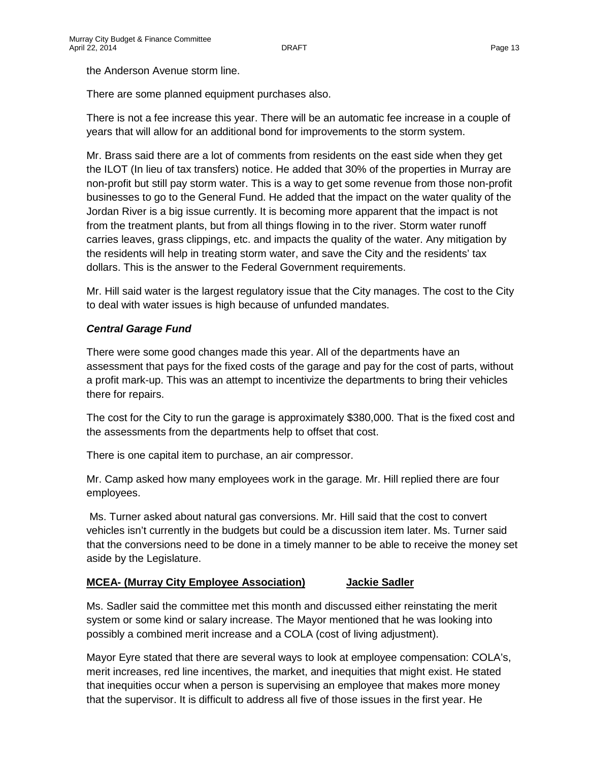the Anderson Avenue storm line.

There are some planned equipment purchases also.

There is not a fee increase this year. There will be an automatic fee increase in a couple of years that will allow for an additional bond for improvements to the storm system.

Mr. Brass said there are a lot of comments from residents on the east side when they get the ILOT (In lieu of tax transfers) notice. He added that 30% of the properties in Murray are non-profit but still pay storm water. This is a way to get some revenue from those non-profit businesses to go to the General Fund. He added that the impact on the water quality of the Jordan River is a big issue currently. It is becoming more apparent that the impact is not from the treatment plants, but from all things flowing in to the river. Storm water runoff carries leaves, grass clippings, etc. and impacts the quality of the water. Any mitigation by the residents will help in treating storm water, and save the City and the residents' tax dollars. This is the answer to the Federal Government requirements.

Mr. Hill said water is the largest regulatory issue that the City manages. The cost to the City to deal with water issues is high because of unfunded mandates.

***Central Garage Fund***

There were some good changes made this year. All of the departments have an assessment that pays for the fixed costs of the garage and pay for the cost of parts, without a profit mark-up. This was an attempt to incentivize the departments to bring their vehicles there for repairs.

The cost for the City to run the garage is approximately $380,000. That is the fixed cost and the assessments from the departments help to offset that cost.

There is one capital item to purchase, an air compressor.

Mr. Camp asked how many employees work in the garage. Mr. Hill replied there are four employees.

Ms. Turner asked about natural gas conversions. Mr. Hill said that the cost to convert vehicles isn't currently in the budgets but could be a discussion item later. Ms. Turner said that the conversions need to be done in a timely manner to be able to receive the money set aside by the Legislature.

**MCEA- (Murray City Employee Association)** **Jackie Sadler**

Ms. Sadler said the committee met this month and discussed either reinstating the merit system or some kind or salary increase. The Mayor mentioned that he was looking into possibly a combined merit increase and a COLA (cost of living adjustment).

Mayor Eyre stated that there are several ways to look at employee compensation: COLA's, merit increases, red line incentives, the market, and inequities that might exist. He stated that inequities occur when a person is supervising an employee that makes more money that the supervisor. It is difficult to address all five of those issues in the first year. He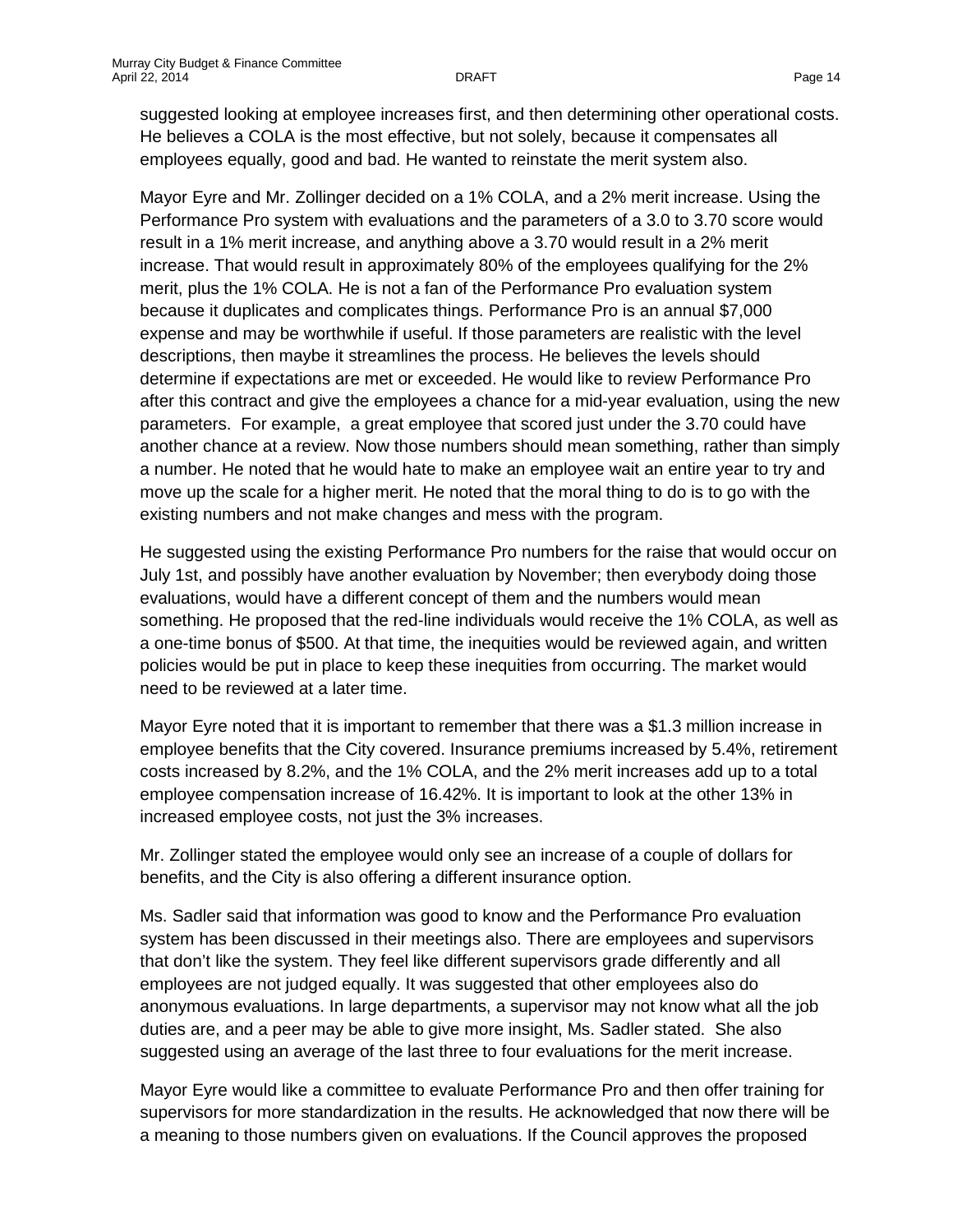suggested looking at employee increases first, and then determining other operational costs. He believes a COLA is the most effective, but not solely, because it compensates all employees equally, good and bad. He wanted to reinstate the merit system also.

Mayor Eyre and Mr. Zollinger decided on a 1% COLA, and a 2% merit increase. Using the Performance Pro system with evaluations and the parameters of a 3.0 to 3.70 score would result in a 1% merit increase, and anything above a 3.70 would result in a 2% merit increase. That would result in approximately 80% of the employees qualifying for the 2% merit, plus the 1% COLA. He is not a fan of the Performance Pro evaluation system because it duplicates and complicates things. Performance Pro is an annual $7,000 expense and may be worthwhile if useful. If those parameters are realistic with the level descriptions, then maybe it streamlines the process. He believes the levels should determine if expectations are met or exceeded. He would like to review Performance Pro after this contract and give the employees a chance for a mid-year evaluation, using the new parameters. For example, a great employee that scored just under the 3.70 could have another chance at a review. Now those numbers should mean something, rather than simply a number. He noted that he would hate to make an employee wait an entire year to try and move up the scale for a higher merit. He noted that the moral thing to do is to go with the existing numbers and not make changes and mess with the program.

He suggested using the existing Performance Pro numbers for the raise that would occur on July 1st, and possibly have another evaluation by November; then everybody doing those evaluations, would have a different concept of them and the numbers would mean something. He proposed that the red-line individuals would receive the 1% COLA, as well as a one-time bonus of $500. At that time, the inequities would be reviewed again, and written policies would be put in place to keep these inequities from occurring. The market would need to be reviewed at a later time.

Mayor Eyre noted that it is important to remember that there was a $1.3 million increase in employee benefits that the City covered. Insurance premiums increased by 5.4%, retirement costs increased by 8.2%, and the 1% COLA, and the 2% merit increases add up to a total employee compensation increase of 16.42%. It is important to look at the other 13% in increased employee costs, not just the 3% increases.

Mr. Zollinger stated the employee would only see an increase of a couple of dollars for benefits, and the City is also offering a different insurance option.

Ms. Sadler said that information was good to know and the Performance Pro evaluation system has been discussed in their meetings also. There are employees and supervisors that don't like the system. They feel like different supervisors grade differently and all employees are not judged equally. It was suggested that other employees also do anonymous evaluations. In large departments, a supervisor may not know what all the job duties are, and a peer may be able to give more insight, Ms. Sadler stated. She also suggested using an average of the last three to four evaluations for the merit increase.

Mayor Eyre would like a committee to evaluate Performance Pro and then offer training for supervisors for more standardization in the results. He acknowledged that now there will be a meaning to those numbers given on evaluations. If the Council approves the proposed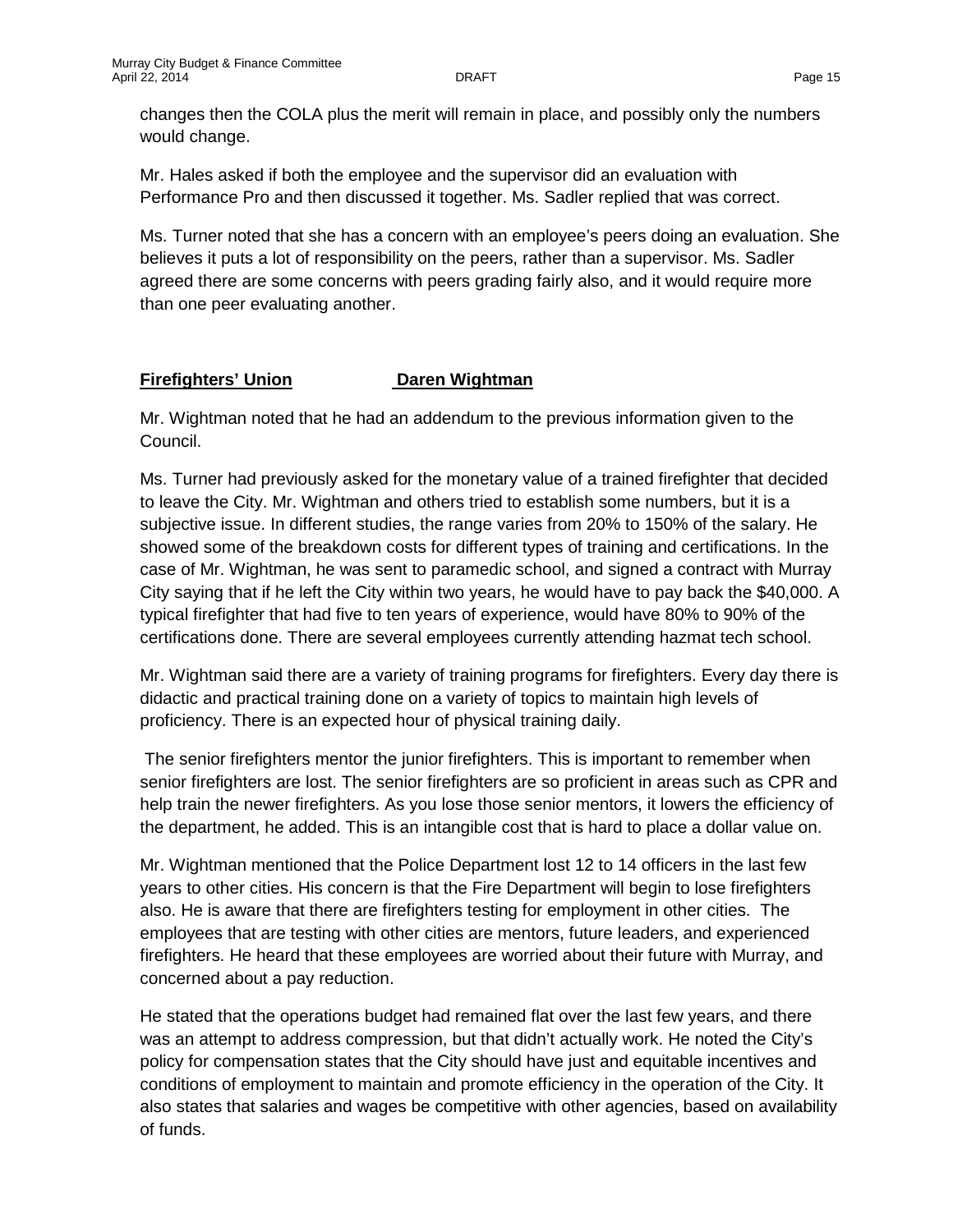changes then the COLA plus the merit will remain in place, and possibly only the numbers would change.

Mr. Hales asked if both the employee and the supervisor did an evaluation with Performance Pro and then discussed it together. Ms. Sadler replied that was correct.

Ms. Turner noted that she has a concern with an employee's peers doing an evaluation. She believes it puts a lot of responsibility on the peers, rather than a supervisor. Ms. Sadler agreed there are some concerns with peers grading fairly also, and it would require more than one peer evaluating another.

**Firefighters' Union** **Daren Wightman**

Mr. Wightman noted that he had an addendum to the previous information given to the Council.

Ms. Turner had previously asked for the monetary value of a trained firefighter that decided to leave the City. Mr. Wightman and others tried to establish some numbers, but it is a subjective issue. In different studies, the range varies from 20% to 150% of the salary. He showed some of the breakdown costs for different types of training and certifications. In the case of Mr. Wightman, he was sent to paramedic school, and signed a contract with Murray City saying that if he left the City within two years, he would have to pay back the $40,000. A typical firefighter that had five to ten years of experience, would have 80% to 90% of the certifications done. There are several employees currently attending hazmat tech school.

Mr. Wightman said there are a variety of training programs for firefighters. Every day there is didactic and practical training done on a variety of topics to maintain high levels of proficiency. There is an expected hour of physical training daily.

The senior firefighters mentor the junior firefighters. This is important to remember when senior firefighters are lost. The senior firefighters are so proficient in areas such as CPR and help train the newer firefighters. As you lose those senior mentors, it lowers the efficiency of the department, he added. This is an intangible cost that is hard to place a dollar value on.

Mr. Wightman mentioned that the Police Department lost 12 to 14 officers in the last few years to other cities. His concern is that the Fire Department will begin to lose firefighters also. He is aware that there are firefighters testing for employment in other cities. The employees that are testing with other cities are mentors, future leaders, and experienced firefighters. He heard that these employees are worried about their future with Murray, and concerned about a pay reduction.

He stated that the operations budget had remained flat over the last few years, and there was an attempt to address compression, but that didn't actually work. He noted the City's policy for compensation states that the City should have just and equitable incentives and conditions of employment to maintain and promote efficiency in the operation of the City. It also states that salaries and wages be competitive with other agencies, based on availability of funds.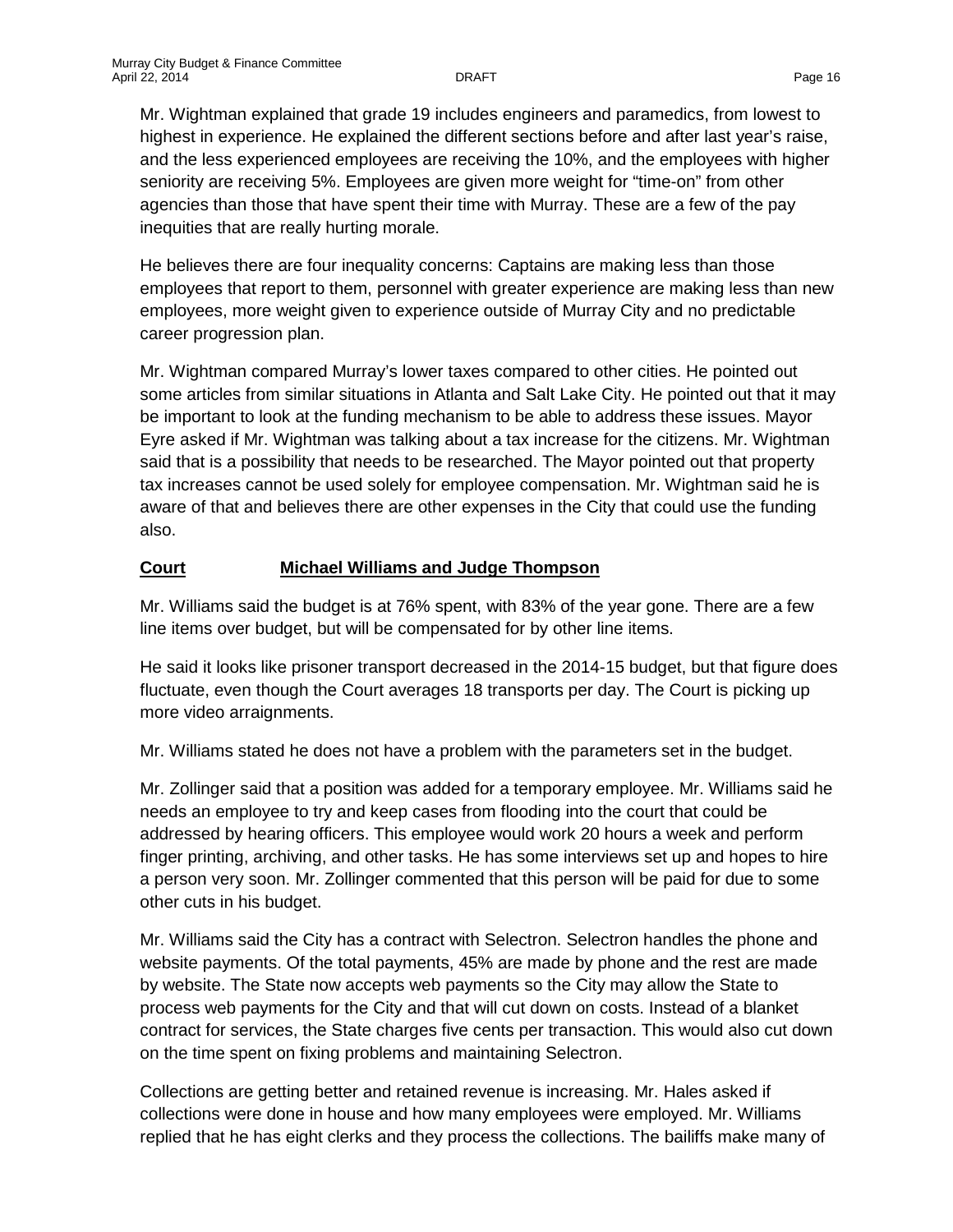Mr. Wightman explained that grade 19 includes engineers and paramedics, from lowest to highest in experience. He explained the different sections before and after last year's raise, and the less experienced employees are receiving the 10%, and the employees with higher seniority are receiving 5%. Employees are given more weight for "time-on" from other agencies than those that have spent their time with Murray. These are a few of the pay inequities that are really hurting morale.

He believes there are four inequality concerns: Captains are making less than those employees that report to them, personnel with greater experience are making less than new employees, more weight given to experience outside of Murray City and no predictable career progression plan.

Mr. Wightman compared Murray's lower taxes compared to other cities. He pointed out some articles from similar situations in Atlanta and Salt Lake City. He pointed out that it may be important to look at the funding mechanism to be able to address these issues. Mayor Eyre asked if Mr. Wightman was talking about a tax increase for the citizens. Mr. Wightman said that is a possibility that needs to be researched. The Mayor pointed out that property tax increases cannot be used solely for employee compensation. Mr. Wightman said he is aware of that and believes there are other expenses in the City that could use the funding also.

**<u>Court</u>** **<u>Michael Williams and Judge Thompson</u>**

Mr. Williams said the budget is at 76% spent, with 83% of the year gone. There are a few line items over budget, but will be compensated for by other line items.

He said it looks like prisoner transport decreased in the 2014-15 budget, but that figure does fluctuate, even though the Court averages 18 transports per day. The Court is picking up more video arraignments.

Mr. Williams stated he does not have a problem with the parameters set in the budget.

Mr. Zollinger said that a position was added for a temporary employee. Mr. Williams said he needs an employee to try and keep cases from flooding into the court that could be addressed by hearing officers. This employee would work 20 hours a week and perform finger printing, archiving, and other tasks. He has some interviews set up and hopes to hire a person very soon. Mr. Zollinger commented that this person will be paid for due to some other cuts in his budget.

Mr. Williams said the City has a contract with Selectron. Selectron handles the phone and website payments. Of the total payments, 45% are made by phone and the rest are made by website. The State now accepts web payments so the City may allow the State to process web payments for the City and that will cut down on costs. Instead of a blanket contract for services, the State charges five cents per transaction. This would also cut down on the time spent on fixing problems and maintaining Selectron.

Collections are getting better and retained revenue is increasing. Mr. Hales asked if collections were done in house and how many employees were employed. Mr. Williams replied that he has eight clerks and they process the collections. The bailiffs make many of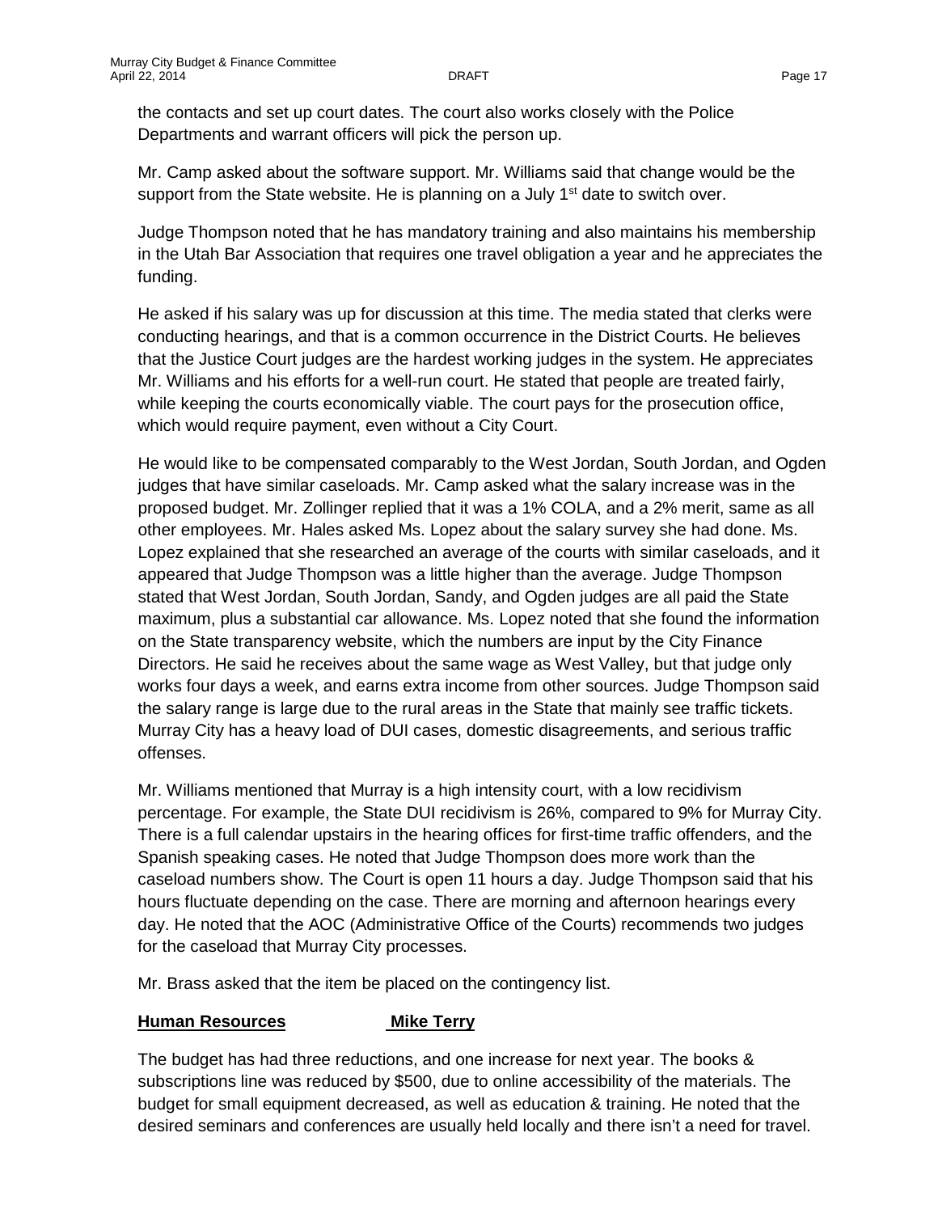the contacts and set up court dates. The court also works closely with the Police Departments and warrant officers will pick the person up.

Mr. Camp asked about the software support. Mr. Williams said that change would be the support from the State website. He is planning on a July 1st date to switch over.

Judge Thompson noted that he has mandatory training and also maintains his membership in the Utah Bar Association that requires one travel obligation a year and he appreciates the funding.

He asked if his salary was up for discussion at this time. The media stated that clerks were conducting hearings, and that is a common occurrence in the District Courts. He believes that the Justice Court judges are the hardest working judges in the system. He appreciates Mr. Williams and his efforts for a well-run court. He stated that people are treated fairly, while keeping the courts economically viable. The court pays for the prosecution office, which would require payment, even without a City Court.

He would like to be compensated comparably to the West Jordan, South Jordan, and Ogden judges that have similar caseloads. Mr. Camp asked what the salary increase was in the proposed budget. Mr. Zollinger replied that it was a 1% COLA, and a 2% merit, same as all other employees. Mr. Hales asked Ms. Lopez about the salary survey she had done. Ms. Lopez explained that she researched an average of the courts with similar caseloads, and it appeared that Judge Thompson was a little higher than the average. Judge Thompson stated that West Jordan, South Jordan, Sandy, and Ogden judges are all paid the State maximum, plus a substantial car allowance. Ms. Lopez noted that she found the information on the State transparency website, which the numbers are input by the City Finance Directors. He said he receives about the same wage as West Valley, but that judge only works four days a week, and earns extra income from other sources. Judge Thompson said the salary range is large due to the rural areas in the State that mainly see traffic tickets. Murray City has a heavy load of DUI cases, domestic disagreements, and serious traffic offenses.

Mr. Williams mentioned that Murray is a high intensity court, with a low recidivism percentage. For example, the State DUI recidivism is 26%, compared to 9% for Murray City. There is a full calendar upstairs in the hearing offices for first-time traffic offenders, and the Spanish speaking cases. He noted that Judge Thompson does more work than the caseload numbers show. The Court is open 11 hours a day. Judge Thompson said that his hours fluctuate depending on the case. There are morning and afternoon hearings every day. He noted that the AOC (Administrative Office of the Courts) recommends two judges for the caseload that Murray City processes.

Mr. Brass asked that the item be placed on the contingency list.

**Human Resources** **Mike Terry**

The budget has had three reductions, and one increase for next year. The books & subscriptions line was reduced by $500, due to online accessibility of the materials. The budget for small equipment decreased, as well as education & training. He noted that the desired seminars and conferences are usually held locally and there isn't a need for travel.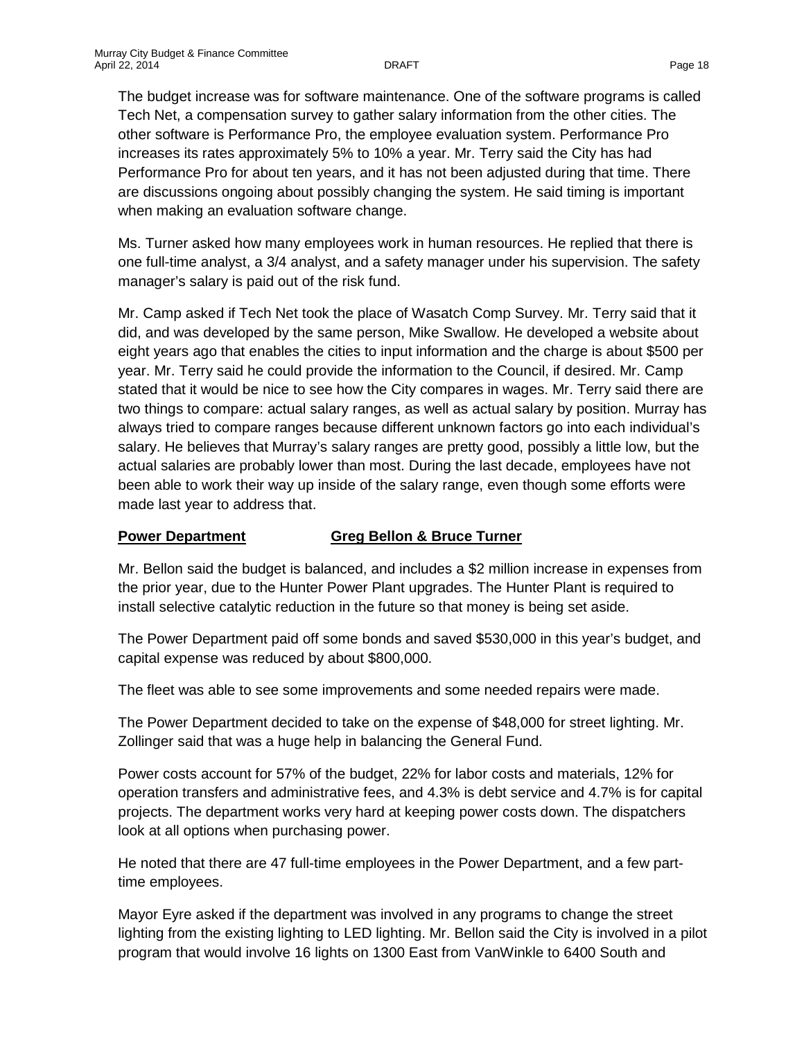The budget increase was for software maintenance. One of the software programs is called Tech Net, a compensation survey to gather salary information from the other cities. The other software is Performance Pro, the employee evaluation system. Performance Pro increases its rates approximately 5% to 10% a year. Mr. Terry said the City has had Performance Pro for about ten years, and it has not been adjusted during that time. There are discussions ongoing about possibly changing the system. He said timing is important when making an evaluation software change.

Ms. Turner asked how many employees work in human resources. He replied that there is one full-time analyst, a 3/4 analyst, and a safety manager under his supervision. The safety manager's salary is paid out of the risk fund.

Mr. Camp asked if Tech Net took the place of Wasatch Comp Survey. Mr. Terry said that it did, and was developed by the same person, Mike Swallow. He developed a website about eight years ago that enables the cities to input information and the charge is about $500 per year. Mr. Terry said he could provide the information to the Council, if desired. Mr. Camp stated that it would be nice to see how the City compares in wages. Mr. Terry said there are two things to compare: actual salary ranges, as well as actual salary by position. Murray has always tried to compare ranges because different unknown factors go into each individual's salary. He believes that Murray's salary ranges are pretty good, possibly a little low, but the actual salaries are probably lower than most. During the last decade, employees have not been able to work their way up inside of the salary range, even though some efforts were made last year to address that.

**Power Department** **Greg Bellon & Bruce Turner**

Mr. Bellon said the budget is balanced, and includes a $2 million increase in expenses from the prior year, due to the Hunter Power Plant upgrades. The Hunter Plant is required to install selective catalytic reduction in the future so that money is being set aside.

The Power Department paid off some bonds and saved $530,000 in this year's budget, and capital expense was reduced by about $800,000.

The fleet was able to see some improvements and some needed repairs were made.

The Power Department decided to take on the expense of $48,000 for street lighting. Mr. Zollinger said that was a huge help in balancing the General Fund.

Power costs account for 57% of the budget, 22% for labor costs and materials, 12% for operation transfers and administrative fees, and 4.3% is debt service and 4.7% is for capital projects. The department works very hard at keeping power costs down. The dispatchers look at all options when purchasing power.

He noted that there are 47 full-time employees in the Power Department, and a few part-time employees.

Mayor Eyre asked if the department was involved in any programs to change the street lighting from the existing lighting to LED lighting. Mr. Bellon said the City is involved in a pilot program that would involve 16 lights on 1300 East from VanWinkle to 6400 South and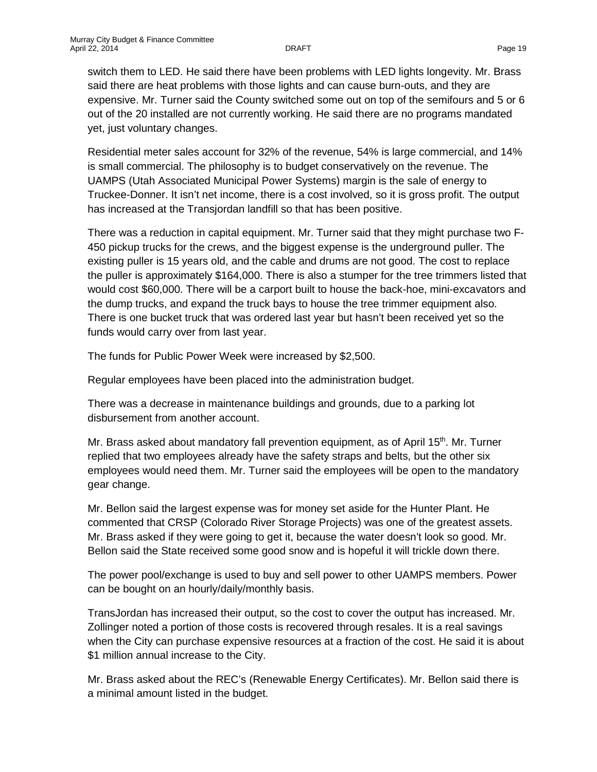switch them to LED. He said there have been problems with LED lights longevity. Mr. Brass said there are heat problems with those lights and can cause burn-outs, and they are expensive. Mr. Turner said the County switched some out on top of the semifours and 5 or 6 out of the 20 installed are not currently working. He said there are no programs mandated yet, just voluntary changes.

Residential meter sales account for 32% of the revenue, 54% is large commercial, and 14% is small commercial. The philosophy is to budget conservatively on the revenue. The UAMPS (Utah Associated Municipal Power Systems) margin is the sale of energy to Truckee-Donner. It isn't net income, there is a cost involved, so it is gross profit. The output has increased at the Transjordan landfill so that has been positive.

There was a reduction in capital equipment. Mr. Turner said that they might purchase two F-450 pickup trucks for the crews, and the biggest expense is the underground puller. The existing puller is 15 years old, and the cable and drums are not good. The cost to replace the puller is approximately $164,000. There is also a stumper for the tree trimmers listed that would cost $60,000. There will be a carport built to house the back-hoe, mini-excavators and the dump trucks, and expand the truck bays to house the tree trimmer equipment also. There is one bucket truck that was ordered last year but hasn't been received yet so the funds would carry over from last year.

The funds for Public Power Week were increased by $2,500.

Regular employees have been placed into the administration budget.

There was a decrease in maintenance buildings and grounds, due to a parking lot disbursement from another account.

Mr. Brass asked about mandatory fall prevention equipment, as of April 15th. Mr. Turner replied that two employees already have the safety straps and belts, but the other six employees would need them. Mr. Turner said the employees will be open to the mandatory gear change.

Mr. Bellon said the largest expense was for money set aside for the Hunter Plant. He commented that CRSP (Colorado River Storage Projects) was one of the greatest assets. Mr. Brass asked if they were going to get it, because the water doesn't look so good. Mr. Bellon said the State received some good snow and is hopeful it will trickle down there.

The power pool/exchange is used to buy and sell power to other UAMPS members. Power can be bought on an hourly/daily/monthly basis.

TransJordan has increased their output, so the cost to cover the output has increased. Mr. Zollinger noted a portion of those costs is recovered through resales. It is a real savings when the City can purchase expensive resources at a fraction of the cost. He said it is about $1 million annual increase to the City.

Mr. Brass asked about the REC's (Renewable Energy Certificates). Mr. Bellon said there is a minimal amount listed in the budget.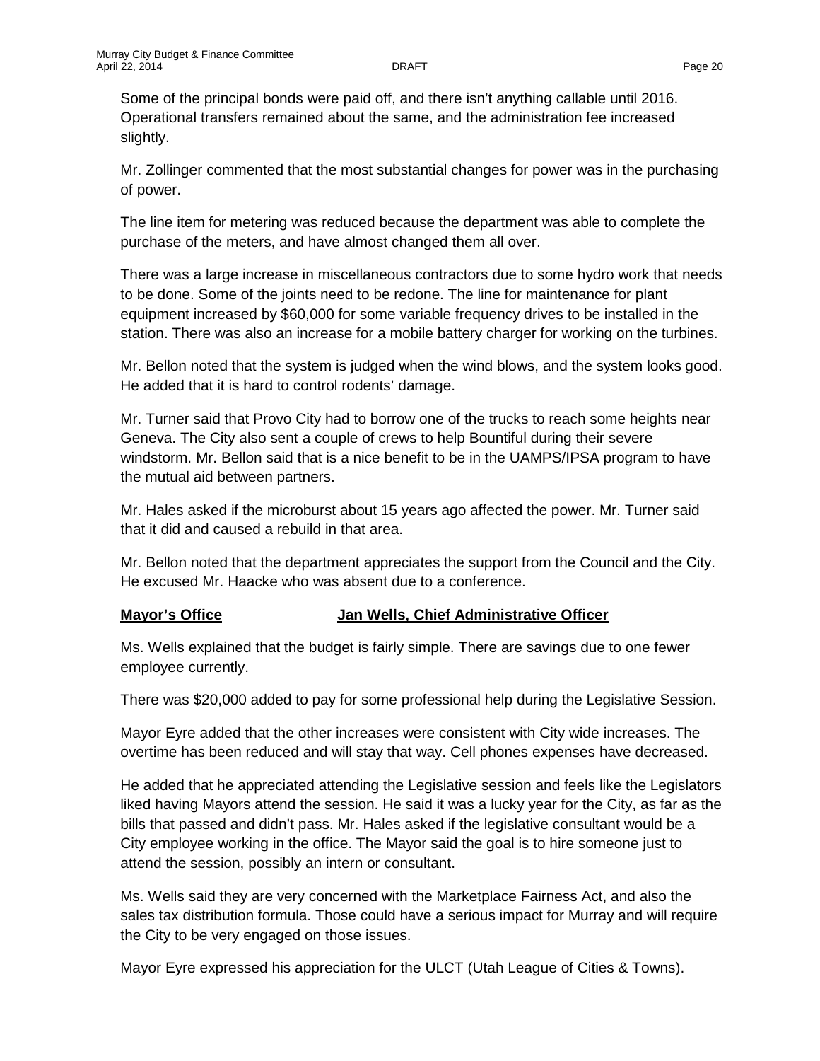Some of the principal bonds were paid off, and there isn't anything callable until 2016. Operational transfers remained about the same, and the administration fee increased slightly.

Mr. Zollinger commented that the most substantial changes for power was in the purchasing of power.

The line item for metering was reduced because the department was able to complete the purchase of the meters, and have almost changed them all over.

There was a large increase in miscellaneous contractors due to some hydro work that needs to be done. Some of the joints need to be redone. The line for maintenance for plant equipment increased by $60,000 for some variable frequency drives to be installed in the station. There was also an increase for a mobile battery charger for working on the turbines.

Mr. Bellon noted that the system is judged when the wind blows, and the system looks good. He added that it is hard to control rodents' damage.

Mr. Turner said that Provo City had to borrow one of the trucks to reach some heights near Geneva. The City also sent a couple of crews to help Bountiful during their severe windstorm. Mr. Bellon said that is a nice benefit to be in the UAMPS/IPSA program to have the mutual aid between partners.

Mr. Hales asked if the microburst about 15 years ago affected the power. Mr. Turner said that it did and caused a rebuild in that area.

Mr. Bellon noted that the department appreciates the support from the Council and the City. He excused Mr. Haacke who was absent due to a conference.

**Mayor's Office** **Jan Wells, Chief Administrative Officer**

Ms. Wells explained that the budget is fairly simple. There are savings due to one fewer employee currently.

There was $20,000 added to pay for some professional help during the Legislative Session.

Mayor Eyre added that the other increases were consistent with City wide increases. The overtime has been reduced and will stay that way. Cell phones expenses have decreased.

He added that he appreciated attending the Legislative session and feels like the Legislators liked having Mayors attend the session. He said it was a lucky year for the City, as far as the bills that passed and didn't pass. Mr. Hales asked if the legislative consultant would be a City employee working in the office. The Mayor said the goal is to hire someone just to attend the session, possibly an intern or consultant.

Ms. Wells said they are very concerned with the Marketplace Fairness Act, and also the sales tax distribution formula. Those could have a serious impact for Murray and will require the City to be very engaged on those issues.

Mayor Eyre expressed his appreciation for the ULCT (Utah League of Cities & Towns).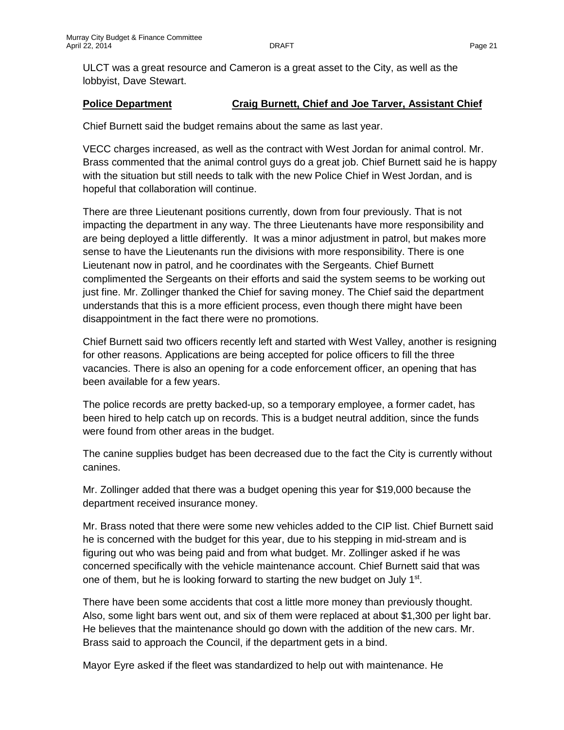ULCT was a great resource and Cameron is a great asset to the City, as well as the lobbyist, Dave Stewart.

**Police Department** **Craig Burnett, Chief and Joe Tarver, Assistant Chief**

Chief Burnett said the budget remains about the same as last year.

VECC charges increased, as well as the contract with West Jordan for animal control. Mr. Brass commented that the animal control guys do a great job. Chief Burnett said he is happy with the situation but still needs to talk with the new Police Chief in West Jordan, and is hopeful that collaboration will continue.

There are three Lieutenant positions currently, down from four previously. That is not impacting the department in any way. The three Lieutenants have more responsibility and are being deployed a little differently. It was a minor adjustment in patrol, but makes more sense to have the Lieutenants run the divisions with more responsibility. There is one Lieutenant now in patrol, and he coordinates with the Sergeants. Chief Burnett complimented the Sergeants on their efforts and said the system seems to be working out just fine. Mr. Zollinger thanked the Chief for saving money. The Chief said the department understands that this is a more efficient process, even though there might have been disappointment in the fact there were no promotions.

Chief Burnett said two officers recently left and started with West Valley, another is resigning for other reasons. Applications are being accepted for police officers to fill the three vacancies. There is also an opening for a code enforcement officer, an opening that has been available for a few years.

The police records are pretty backed-up, so a temporary employee, a former cadet, has been hired to help catch up on records. This is a budget neutral addition, since the funds were found from other areas in the budget.

The canine supplies budget has been decreased due to the fact the City is currently without canines.

Mr. Zollinger added that there was a budget opening this year for $19,000 because the department received insurance money.

Mr. Brass noted that there were some new vehicles added to the CIP list. Chief Burnett said he is concerned with the budget for this year, due to his stepping in mid-stream and is figuring out who was being paid and from what budget. Mr. Zollinger asked if he was concerned specifically with the vehicle maintenance account. Chief Burnett said that was one of them, but he is looking forward to starting the new budget on July 1st.

There have been some accidents that cost a little more money than previously thought. Also, some light bars went out, and six of them were replaced at about $1,300 per light bar. He believes that the maintenance should go down with the addition of the new cars. Mr. Brass said to approach the Council, if the department gets in a bind.

Mayor Eyre asked if the fleet was standardized to help out with maintenance. He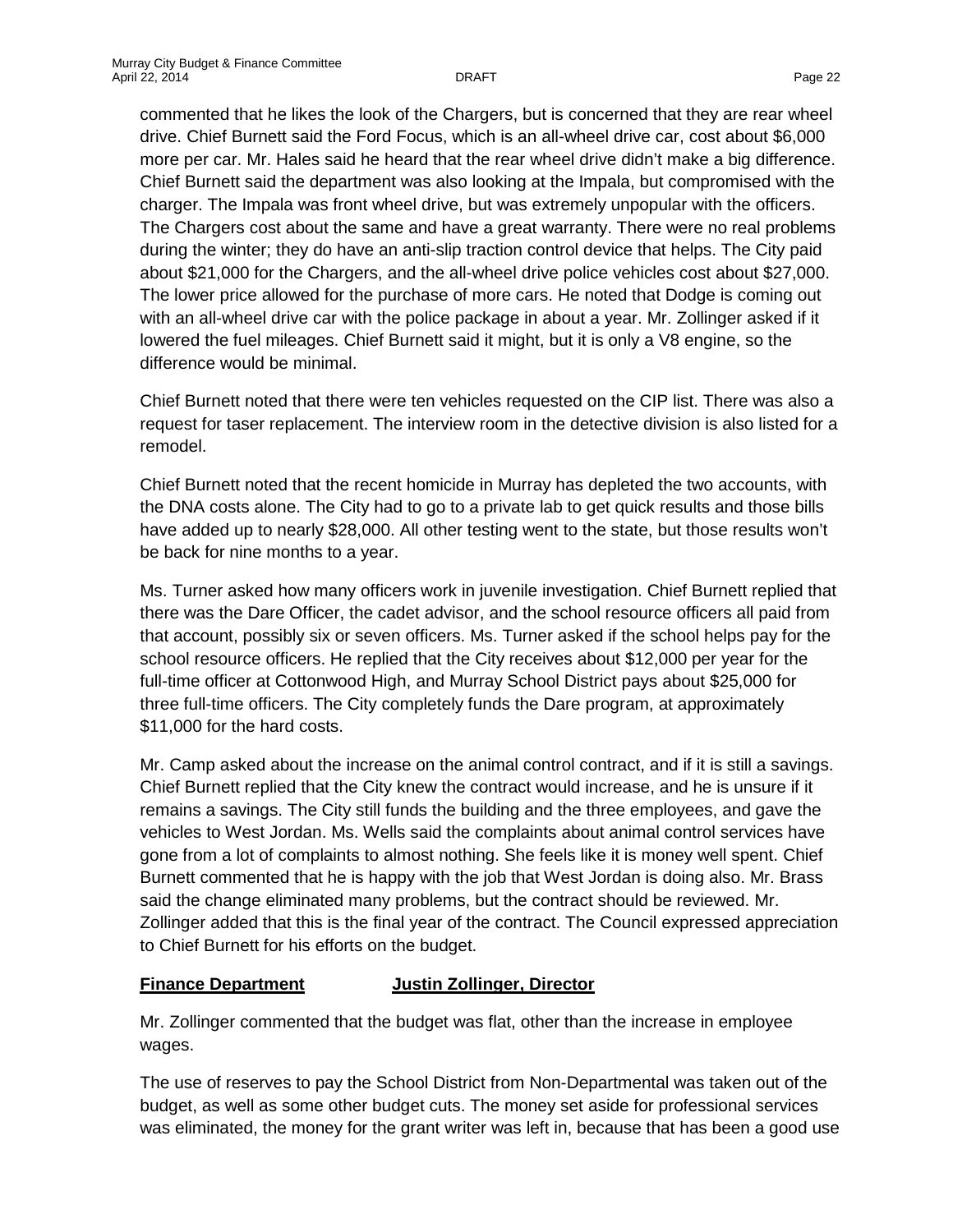commented that he likes the look of the Chargers, but is concerned that they are rear wheel drive. Chief Burnett said the Ford Focus, which is an all-wheel drive car, cost about $6,000 more per car. Mr. Hales said he heard that the rear wheel drive didn't make a big difference. Chief Burnett said the department was also looking at the Impala, but compromised with the charger. The Impala was front wheel drive, but was extremely unpopular with the officers. The Chargers cost about the same and have a great warranty. There were no real problems during the winter; they do have an anti-slip traction control device that helps. The City paid about $21,000 for the Chargers, and the all-wheel drive police vehicles cost about $27,000. The lower price allowed for the purchase of more cars. He noted that Dodge is coming out with an all-wheel drive car with the police package in about a year. Mr. Zollinger asked if it lowered the fuel mileages. Chief Burnett said it might, but it is only a V8 engine, so the difference would be minimal.

Chief Burnett noted that there were ten vehicles requested on the CIP list. There was also a request for taser replacement. The interview room in the detective division is also listed for a remodel.

Chief Burnett noted that the recent homicide in Murray has depleted the two accounts, with the DNA costs alone. The City had to go to a private lab to get quick results and those bills have added up to nearly $28,000. All other testing went to the state, but those results won't be back for nine months to a year.

Ms. Turner asked how many officers work in juvenile investigation. Chief Burnett replied that there was the Dare Officer, the cadet advisor, and the school resource officers all paid from that account, possibly six or seven officers. Ms. Turner asked if the school helps pay for the school resource officers. He replied that the City receives about $12,000 per year for the full-time officer at Cottonwood High, and Murray School District pays about $25,000 for three full-time officers. The City completely funds the Dare program, at approximately $11,000 for the hard costs.

Mr. Camp asked about the increase on the animal control contract, and if it is still a savings. Chief Burnett replied that the City knew the contract would increase, and he is unsure if it remains a savings. The City still funds the building and the three employees, and gave the vehicles to West Jordan. Ms. Wells said the complaints about animal control services have gone from a lot of complaints to almost nothing. She feels like it is money well spent. Chief Burnett commented that he is happy with the job that West Jordan is doing also. Mr. Brass said the change eliminated many problems, but the contract should be reviewed. Mr. Zollinger added that this is the final year of the contract. The Council expressed appreciation to Chief Burnett for his efforts on the budget.

**<u>Finance Department</u>** **<u>Justin Zollinger, Director</u>**

Mr. Zollinger commented that the budget was flat, other than the increase in employee wages.

The use of reserves to pay the School District from Non-Departmental was taken out of the budget, as well as some other budget cuts. The money set aside for professional services was eliminated, the money for the grant writer was left in, because that has been a good use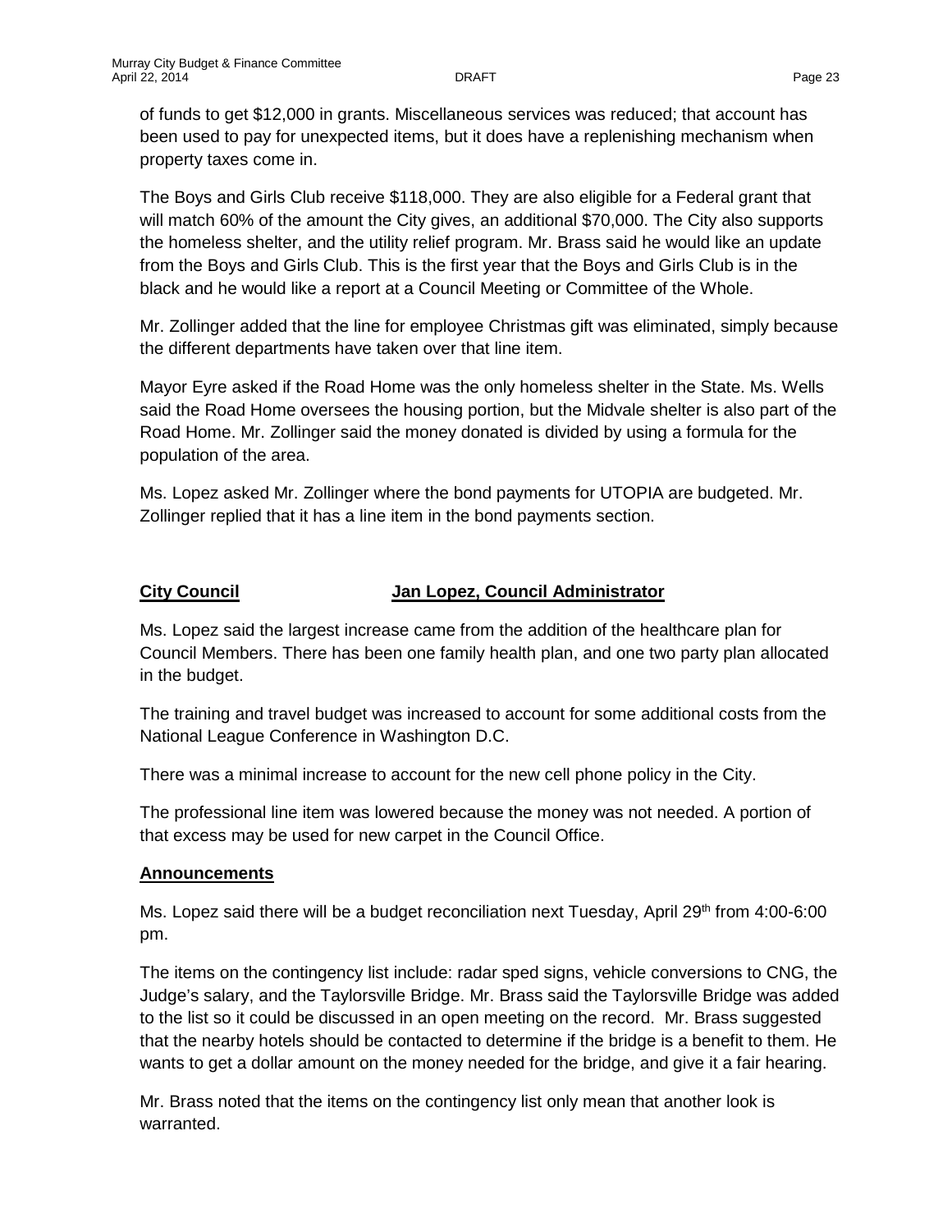of funds to get $12,000 in grants. Miscellaneous services was reduced; that account has been used to pay for unexpected items, but it does have a replenishing mechanism when property taxes come in.

The Boys and Girls Club receive $118,000. They are also eligible for a Federal grant that will match 60% of the amount the City gives, an additional $70,000. The City also supports the homeless shelter, and the utility relief program. Mr. Brass said he would like an update from the Boys and Girls Club. This is the first year that the Boys and Girls Club is in the black and he would like a report at a Council Meeting or Committee of the Whole.

Mr. Zollinger added that the line for employee Christmas gift was eliminated, simply because the different departments have taken over that line item.

Mayor Eyre asked if the Road Home was the only homeless shelter in the State. Ms. Wells said the Road Home oversees the housing portion, but the Midvale shelter is also part of the Road Home. Mr. Zollinger said the money donated is divided by using a formula for the population of the area.

Ms. Lopez asked Mr. Zollinger where the bond payments for UTOPIA are budgeted. Mr. Zollinger replied that it has a line item in the bond payments section.

**City Council** **Jan Lopez, Council Administrator**

Ms. Lopez said the largest increase came from the addition of the healthcare plan for Council Members. There has been one family health plan, and one two party plan allocated in the budget.

The training and travel budget was increased to account for some additional costs from the National League Conference in Washington D.C.

There was a minimal increase to account for the new cell phone policy in the City.

The professional line item was lowered because the money was not needed. A portion of that excess may be used for new carpet in the Council Office.

**Announcements**

Ms. Lopez said there will be a budget reconciliation next Tuesday, April 29th from 4:00-6:00 pm.

The items on the contingency list include: radar sped signs, vehicle conversions to CNG, the Judge's salary, and the Taylorsville Bridge. Mr. Brass said the Taylorsville Bridge was added to the list so it could be discussed in an open meeting on the record. Mr. Brass suggested that the nearby hotels should be contacted to determine if the bridge is a benefit to them. He wants to get a dollar amount on the money needed for the bridge, and give it a fair hearing.

Mr. Brass noted that the items on the contingency list only mean that another look is warranted.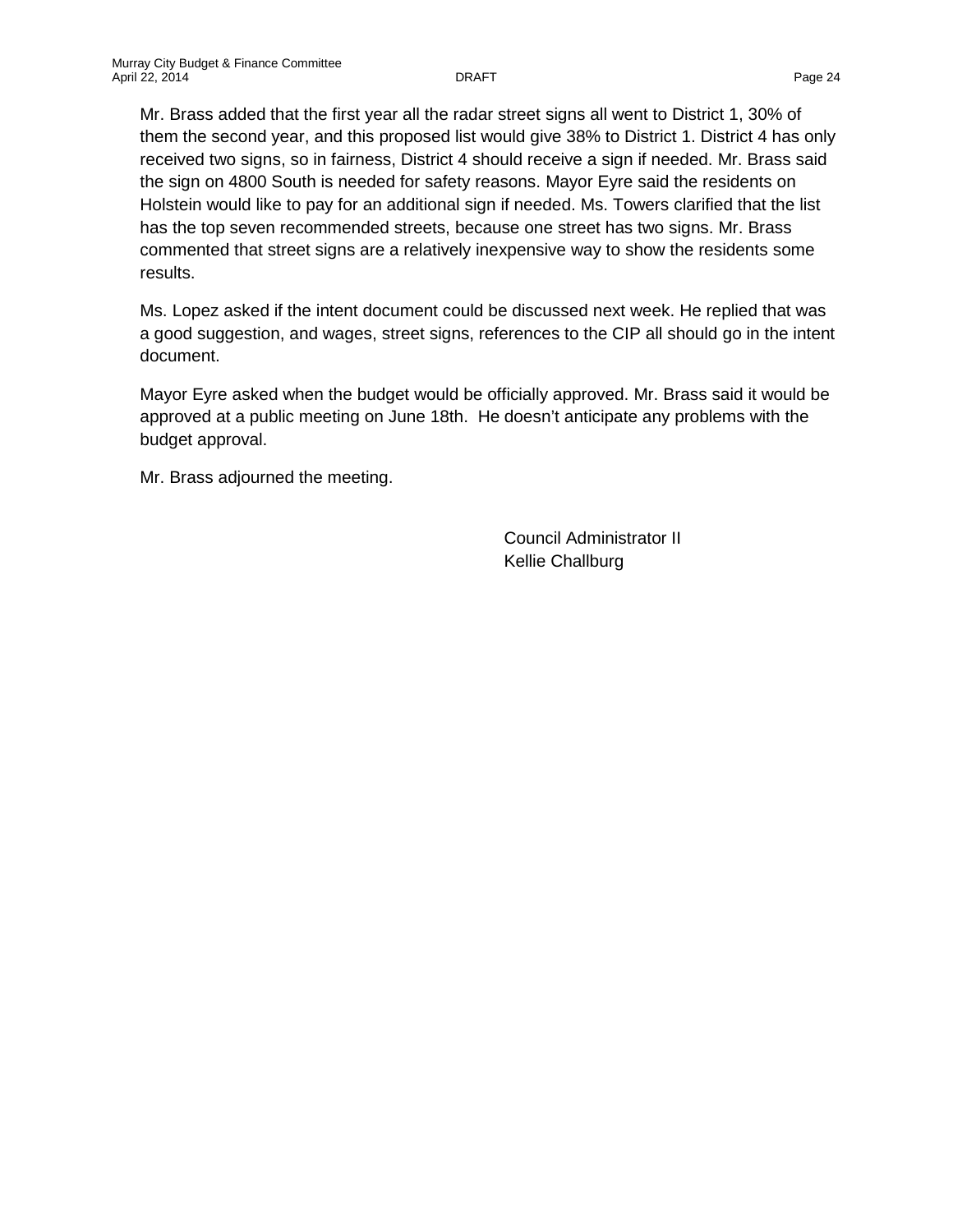Mr. Brass added that the first year all the radar street signs all went to District 1, 30% of them the second year, and this proposed list would give 38% to District 1. District 4 has only received two signs, so in fairness, District 4 should receive a sign if needed. Mr. Brass said the sign on 4800 South is needed for safety reasons. Mayor Eyre said the residents on Holstein would like to pay for an additional sign if needed. Ms. Towers clarified that the list has the top seven recommended streets, because one street has two signs. Mr. Brass commented that street signs are a relatively inexpensive way to show the residents some results.

Ms. Lopez asked if the intent document could be discussed next week. He replied that was a good suggestion, and wages, street signs, references to the CIP all should go in the intent document.

Mayor Eyre asked when the budget would be officially approved. Mr. Brass said it would be approved at a public meeting on June 18th. He doesn't anticipate any problems with the budget approval.

Mr. Brass adjourned the meeting.

Council Administrator II
Kellie Challburg